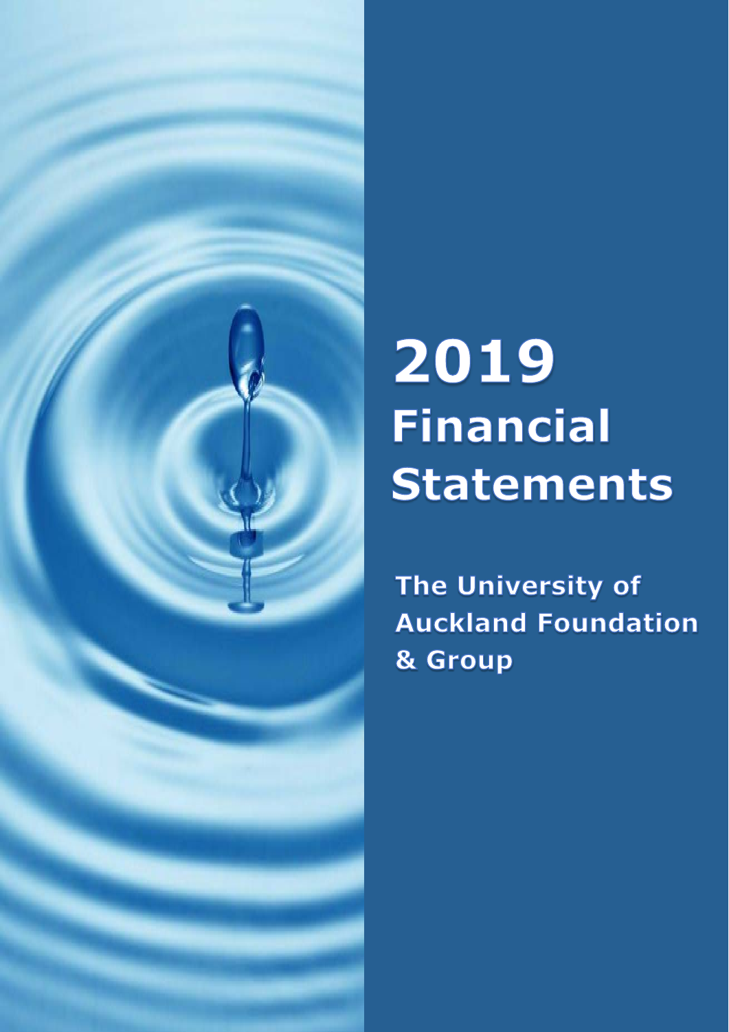# 2019 Financial Statements

## The University of Auckland Foundation & Group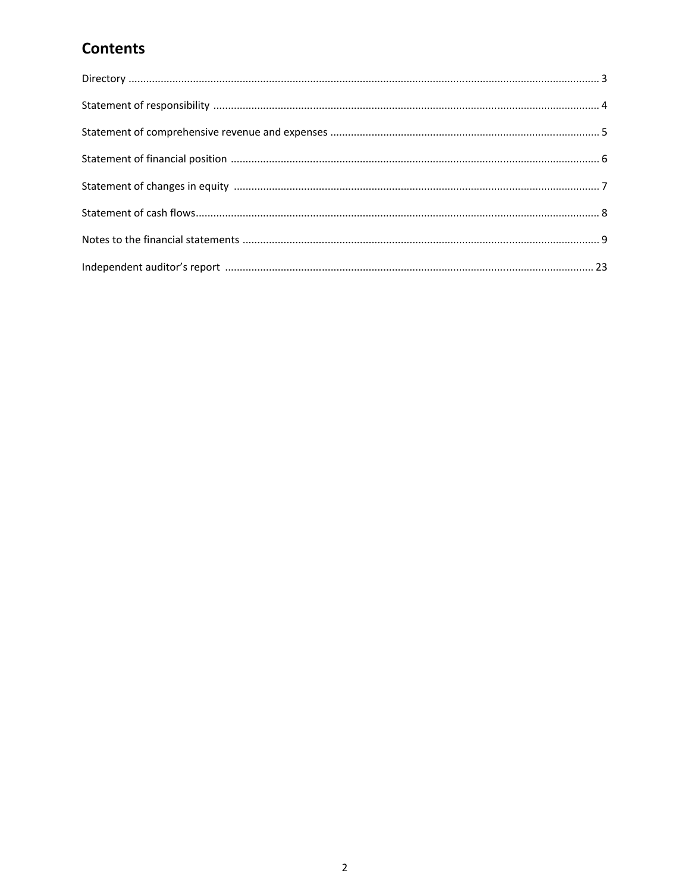# Contents

| | |
|---|---|
| Directory | 3 |
| Statement of responsibility | 4 |
| Statement of comprehensive revenue and expenses | 5 |
| Statement of financial position | 6 |
| Statement of changes in equity | 7 |
| Statement of cash flows | 8 |
| Notes to the financial statements | 9 |
| Independent auditor's report | 23 |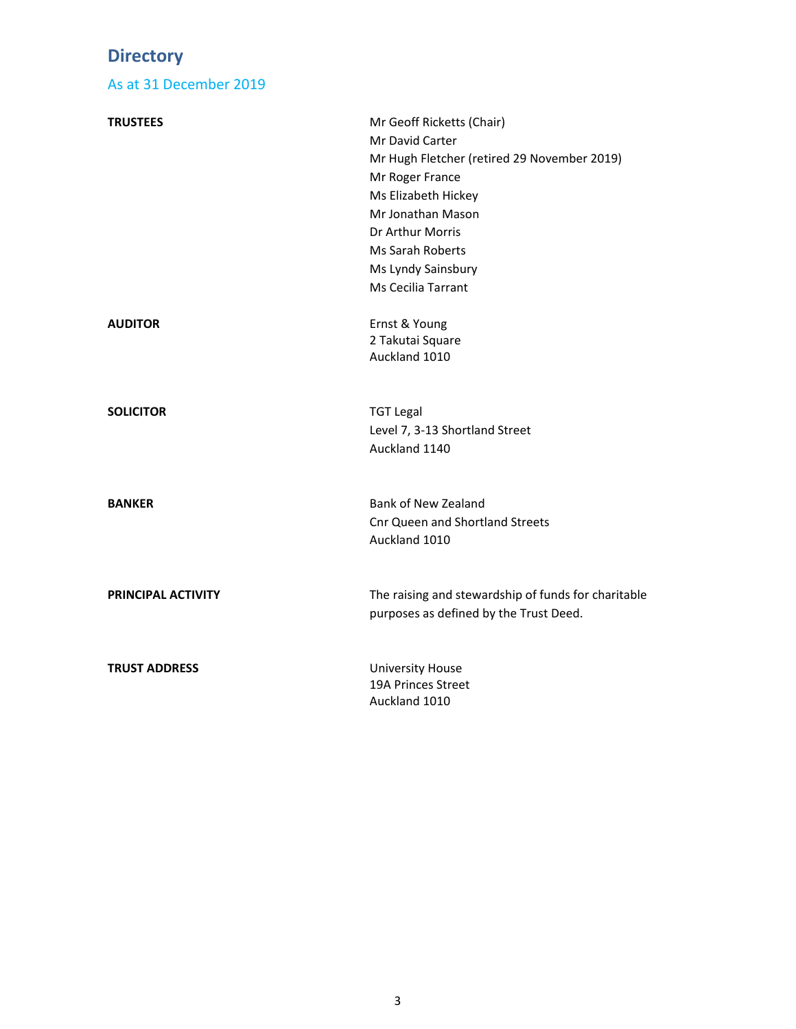# Directory

## As at 31 December 2019

| | |
|---|---|
| **TRUSTEES** | Mr Geoff Ricketts (Chair)<br>Mr David Carter<br>Mr Hugh Fletcher (retired 29 November 2019)<br>Mr Roger France<br>Ms Elizabeth Hickey<br>Mr Jonathan Mason<br>Dr Arthur Morris<br>Ms Sarah Roberts<br>Ms Lyndy Sainsbury<br>Ms Cecilia Tarrant |
| **AUDITOR** | Ernst & Young<br>2 Takutai Square<br>Auckland 1010 |
| **SOLICITOR** | TGT Legal<br>Level 7, 3-13 Shortland Street<br>Auckland 1140 |
| **BANKER** | Bank of New Zealand<br>Cnr Queen and Shortland Streets<br>Auckland 1010 |
| **PRINCIPAL ACTIVITY** | The raising and stewardship of funds for charitable purposes as defined by the Trust Deed. |
| **TRUST ADDRESS** | University House<br>19A Princes Street<br>Auckland 1010 |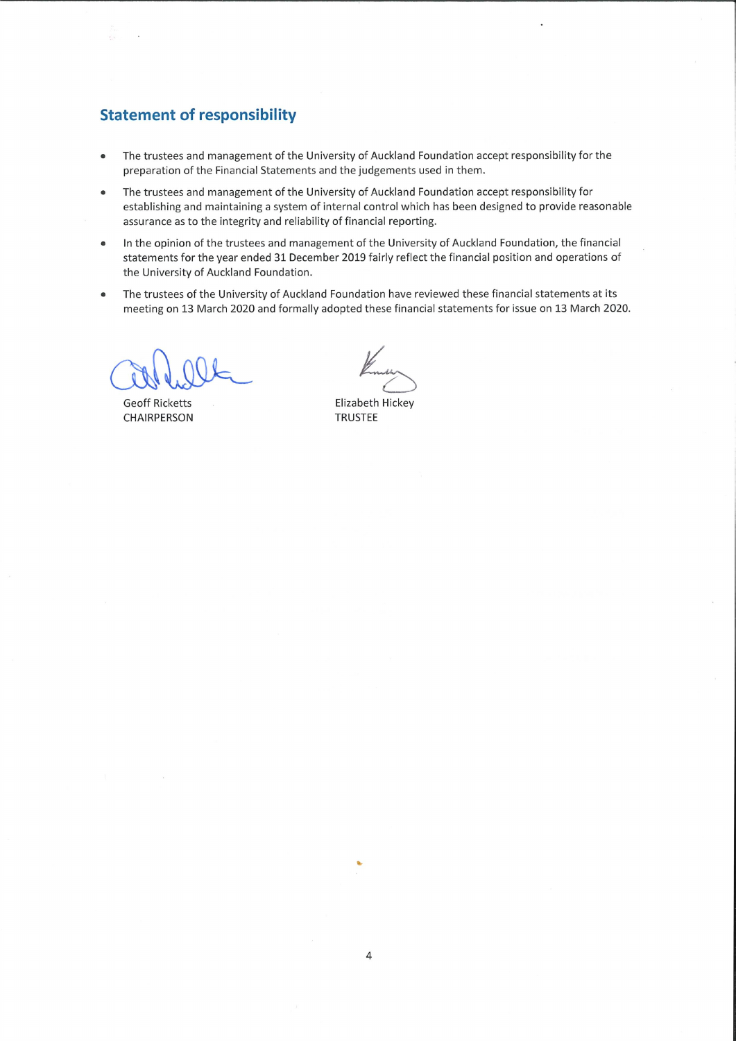## Statement of responsibility

- The trustees and management of the University of Auckland Foundation accept responsibility for the preparation of the Financial Statements and the judgements used in them.
- The trustees and management of the University of Auckland Foundation accept responsibility for establishing and maintaining a system of internal control which has been designed to provide reasonable assurance as to the integrity and reliability of financial reporting.
- In the opinion of the trustees and management of the University of Auckland Foundation, the financial statements for the year ended 31 December 2019 fairly reflect the financial position and operations of the University of Auckland Foundation.
- The trustees of the University of Auckland Foundation have reviewed these financial statements at its meeting on 13 March 2020 and formally adopted these financial statements for issue on 13 March 2020.

| | |
|---|---|
| Geoff Ricketts | Elizabeth Hickey |
| CHAIRPERSON | TRUSTEE |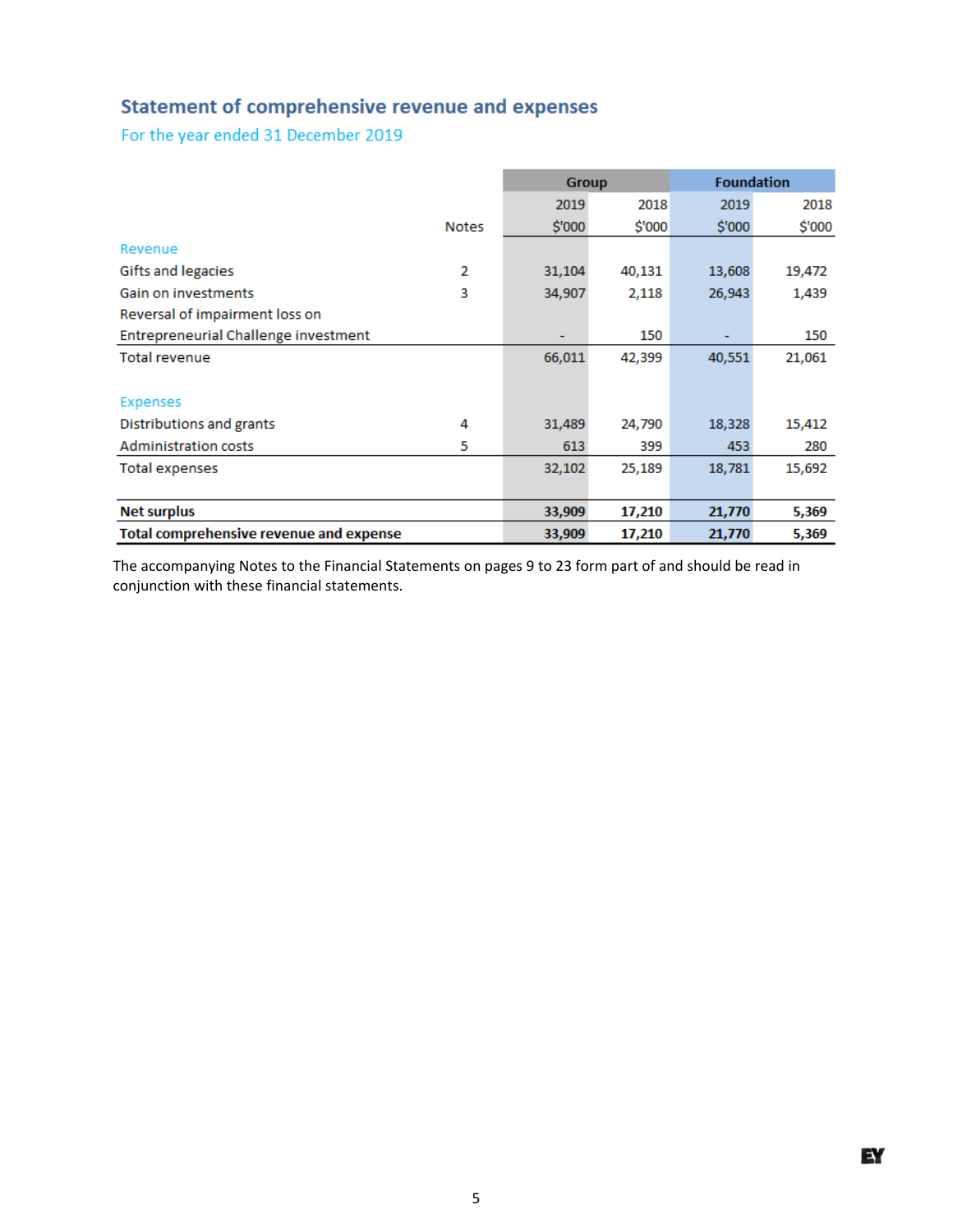## Statement of comprehensive revenue and expenses

For the year ended 31 December 2019

| | Notes | Group | | Foundation | |
|---|---|---|---|---|---|
| | | 2019 | 2018 | 2019 | 2018 |
| | | $'000 | $'000 | $'000 | $'000 |
| Revenue | | | | | |
| Gifts and legacies | 2 | 31,104 | 40,131 | 13,608 | 19,472 |
| Gain on investments | 3 | 34,907 | 2,118 | 26,943 | 1,439 |
| Reversal of impairment loss on Entrepreneurial Challenge investment | | - | 150 | - | 150 |
| Total revenue | | 66,011 | 42,399 | 40,551 | 21,061 |
| Expenses | | | | | |
| Distributions and grants | 4 | 31,489 | 24,790 | 18,328 | 15,412 |
| Administration costs | 5 | 613 | 399 | 453 | 280 |
| Total expenses | | 32,102 | 25,189 | 18,781 | 15,692 |
| **Net surplus** | | **33,909** | **17,210** | **21,770** | **5,369** |
| **Total comprehensive revenue and expense** | | **33,909** | **17,210** | **21,770** | **5,369** |

The accompanying Notes to the Financial Statements on pages 9 to 23 form part of and should be read in conjunction with these financial statements.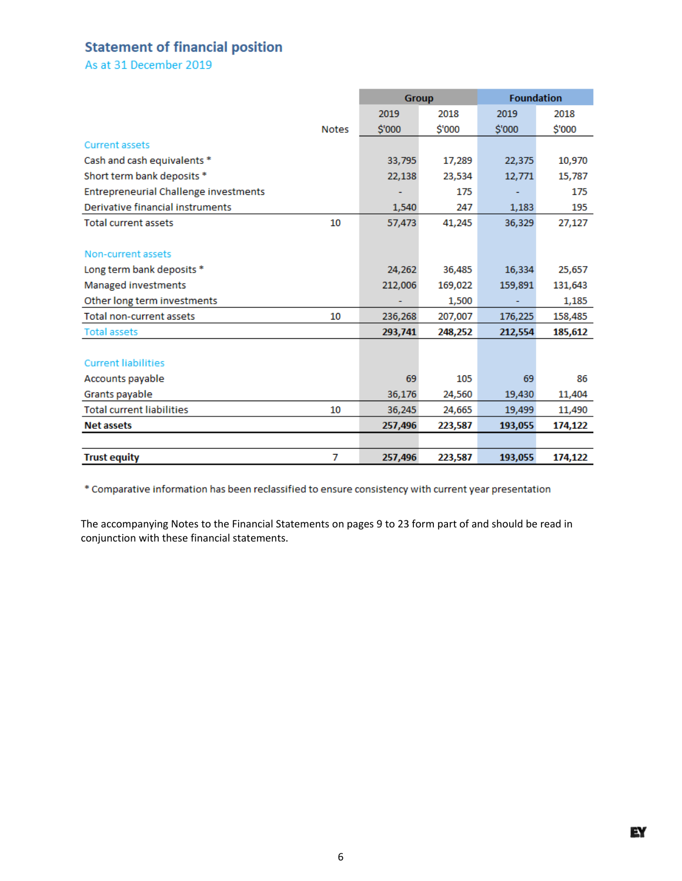## Statement of financial position

### As at 31 December 2019

| | Notes | Group | | Foundation | |
|---|---|---|---|---|---|
| | | 2019 | 2018 | 2019 | 2018 |
| | | $'000 | $'000 | $'000 | $'000 |
| **Current assets** | | | | | |
| Cash and cash equivalents * | | 33,795 | 17,289 | 22,375 | 10,970 |
| Short term bank deposits * | | 22,138 | 23,534 | 12,771 | 15,787 |
| Entrepreneurial Challenge investments | | - | 175 | - | 175 |
| Derivative financial instruments | | 1,540 | 247 | 1,183 | 195 |
| Total current assets | 10 | 57,473 | 41,245 | 36,329 | 27,127 |
| **Non-current assets** | | | | | |
| Long term bank deposits * | | 24,262 | 36,485 | 16,334 | 25,657 |
| Managed investments | | 212,006 | 169,022 | 159,891 | 131,643 |
| Other long term investments | | - | 1,500 | - | 1,185 |
| Total non-current assets | 10 | 236,268 | 207,007 | 176,225 | 158,485 |
| Total assets | | **293,741** | **248,252** | **212,554** | **185,612** |
| **Current liabilities** | | | | | |
| Accounts payable | | 69 | 105 | 69 | 86 |
| Grants payable | | 36,176 | 24,560 | 19,430 | 11,404 |
| Total current liabilities | 10 | 36,245 | 24,665 | 19,499 | 11,490 |
| **Net assets** | | **257,496** | **223,587** | **193,055** | **174,122** |
| **Trust equity** | 7 | **257,496** | **223,587** | **193,055** | **174,122** |

\* Comparative information has been reclassified to ensure consistency with current year presentation

The accompanying Notes to the Financial Statements on pages 9 to 23 form part of and should be read in conjunction with these financial statements.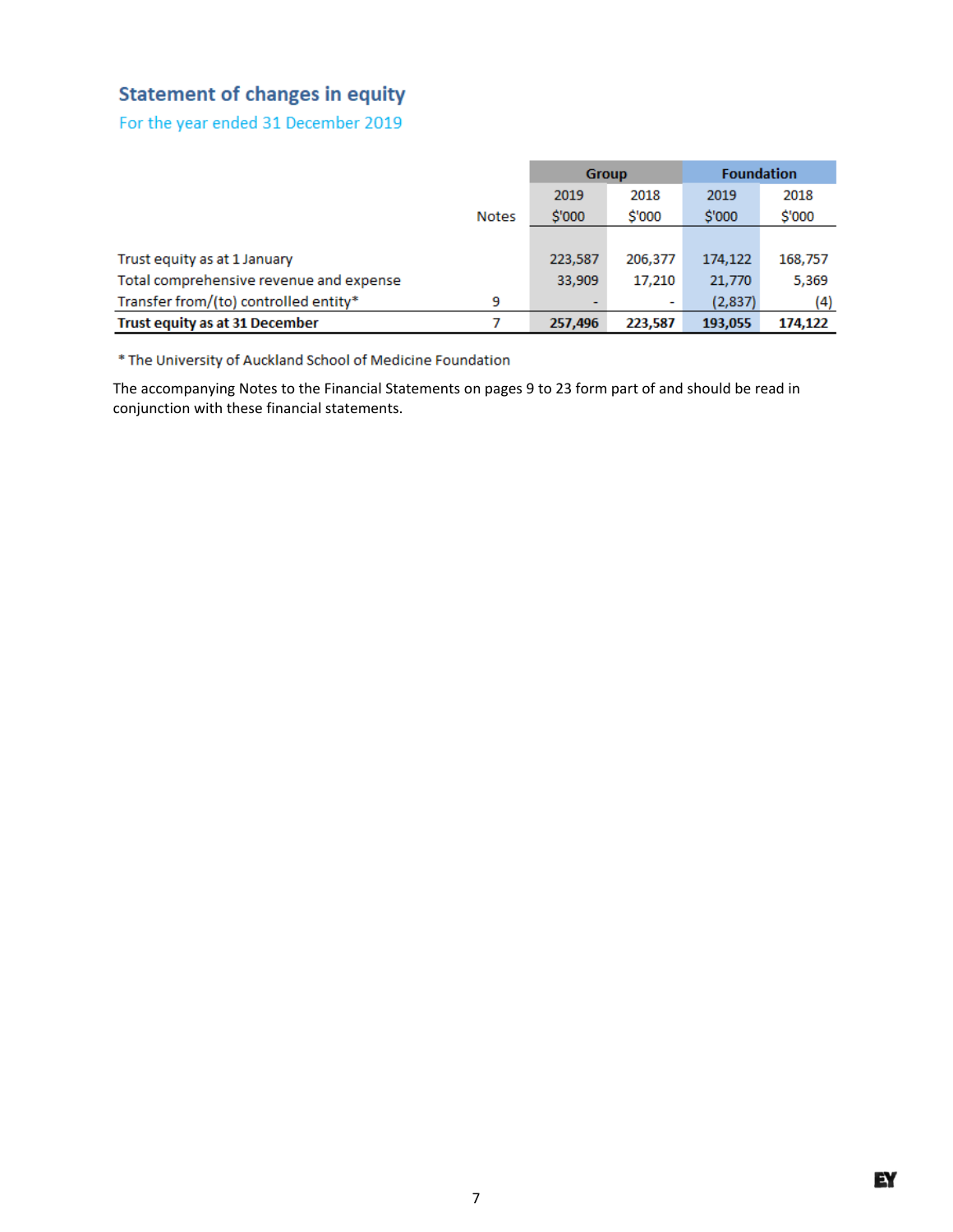## Statement of changes in equity

For the year ended 31 December 2019

| | Notes | Group | | Foundation | |
|---|---|---|---|---|---|
| | | 2019 | 2018 | 2019 | 2018 |
| | | $'000 | $'000 | $'000 | $'000 |
| Trust equity as at 1 January | | 223,587 | 206,377 | 174,122 | 168,757 |
| Total comprehensive revenue and expense | | 33,909 | 17,210 | 21,770 | 5,369 |
| Transfer from/(to) controlled entity* | 9 | - | - | (2,837) | (4) |
| **Trust equity as at 31 December** | 7 | **257,496** | **223,587** | **193,055** | **174,122** |

* The University of Auckland School of Medicine Foundation

The accompanying Notes to the Financial Statements on pages 9 to 23 form part of and should be read in conjunction with these financial statements.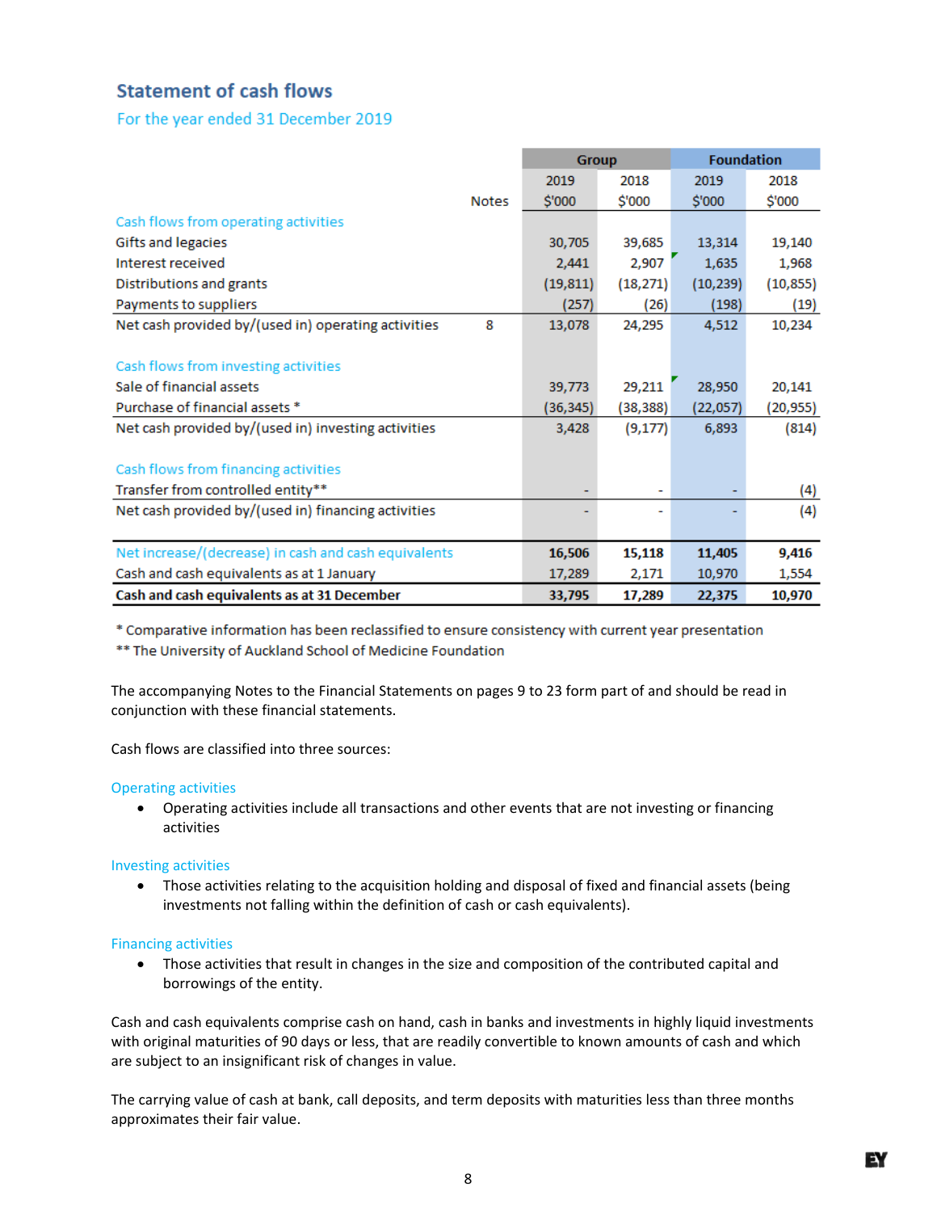## Statement of cash flows

### For the year ended 31 December 2019

| | Notes | Group | | Foundation | |
|---|---|---|---|---|---|
| | | 2019 | 2018 | 2019 | 2018 |
| | | $'000 | $'000 | $'000 | $'000 |
| **Cash flows from operating activities** | | | | | |
| Gifts and legacies | | 30,705 | 39,685 | 13,314 | 19,140 |
| Interest received | | 2,441 | 2,907 | 1,635 | 1,968 |
| Distributions and grants | | (19,811) | (18,271) | (10,239) | (10,855) |
| Payments to suppliers | | (257) | (26) | (198) | (19) |
| Net cash provided by/(used in) operating activities | 8 | 13,078 | 24,295 | 4,512 | 10,234 |
| **Cash flows from investing activities** | | | | | |
| Sale of financial assets | | 39,773 | 29,211 | 28,950 | 20,141 |
| Purchase of financial assets * | | (36,345) | (38,388) | (22,057) | (20,955) |
| Net cash provided by/(used in) investing activities | | 3,428 | (9,177) | 6,893 | (814) |
| **Cash flows from financing activities** | | | | | |
| Transfer from controlled entity** | | - | - | - | (4) |
| Net cash provided by/(used in) financing activities | | - | - | - | (4) |
| **Net increase/(decrease) in cash and cash equivalents** | | **16,506** | **15,118** | **11,405** | **9,416** |
| Cash and cash equivalents as at 1 January | | 17,289 | 2,171 | 10,970 | 1,554 |
| **Cash and cash equivalents as at 31 December** | | **33,795** | **17,289** | **22,375** | **10,970** |

* Comparative information has been reclassified to ensure consistency with current year presentation
** The University of Auckland School of Medicine Foundation

The accompanying Notes to the Financial Statements on pages 9 to 23 form part of and should be read in conjunction with these financial statements.

Cash flows are classified into three sources:

### Operating activities

- Operating activities include all transactions and other events that are not investing or financing activities

### Investing activities

- Those activities relating to the acquisition holding and disposal of fixed and financial assets (being investments not falling within the definition of cash or cash equivalents).

### Financing activities

- Those activities that result in changes in the size and composition of the contributed capital and borrowings of the entity.

Cash and cash equivalents comprise cash on hand, cash in banks and investments in highly liquid investments with original maturities of 90 days or less, that are readily convertible to known amounts of cash and which are subject to an insignificant risk of changes in value.

The carrying value of cash at bank, call deposits, and term deposits with maturities less than three months approximates their fair value.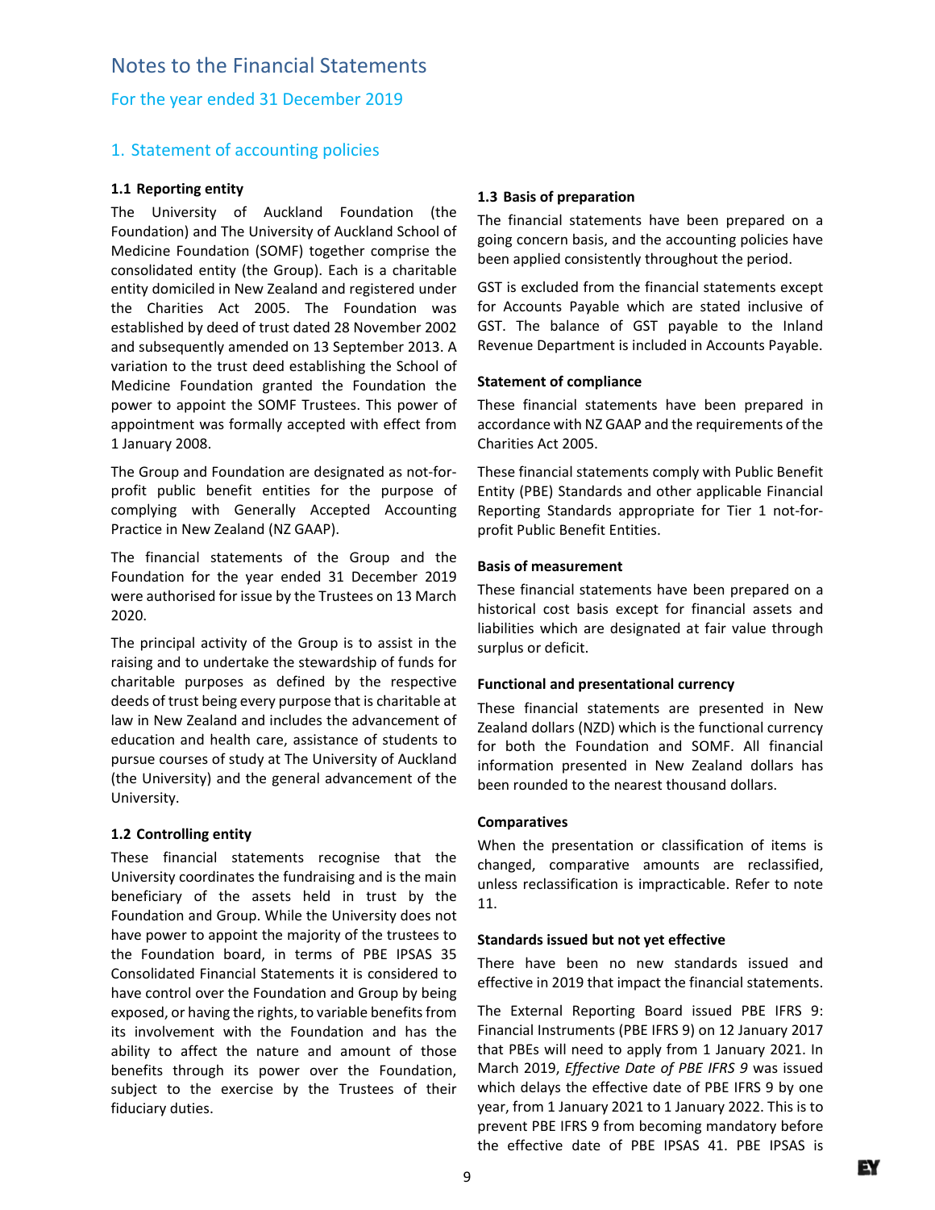# Notes to the Financial Statements

## For the year ended 31 December 2019

## 1. Statement of accounting policies

### 1.1 Reporting entity

The University of Auckland Foundation (the Foundation) and The University of Auckland School of Medicine Foundation (SOMF) together comprise the consolidated entity (the Group). Each is a charitable entity domiciled in New Zealand and registered under the Charities Act 2005. The Foundation was established by deed of trust dated 28 November 2002 and subsequently amended on 13 September 2013. A variation to the trust deed establishing the School of Medicine Foundation granted the Foundation the power to appoint the SOMF Trustees. This power of appointment was formally accepted with effect from 1 January 2008.

The Group and Foundation are designated as not-for-profit public benefit entities for the purpose of complying with Generally Accepted Accounting Practice in New Zealand (NZ GAAP).

The financial statements of the Group and the Foundation for the year ended 31 December 2019 were authorised for issue by the Trustees on 13 March 2020.

The principal activity of the Group is to assist in the raising and to undertake the stewardship of funds for charitable purposes as defined by the respective deeds of trust being every purpose that is charitable at law in New Zealand and includes the advancement of education and health care, assistance of students to pursue courses of study at The University of Auckland (the University) and the general advancement of the University.

### 1.2 Controlling entity

These financial statements recognise that the University coordinates the fundraising and is the main beneficiary of the assets held in trust by the Foundation and Group. While the University does not have power to appoint the majority of the trustees to the Foundation board, in terms of PBE IPSAS 35 Consolidated Financial Statements it is considered to have control over the Foundation and Group by being exposed, or having the rights, to variable benefits from its involvement with the Foundation and has the ability to affect the nature and amount of those benefits through its power over the Foundation, subject to the exercise by the Trustees of their fiduciary duties.

### 1.3 Basis of preparation

The financial statements have been prepared on a going concern basis, and the accounting policies have been applied consistently throughout the period.

GST is excluded from the financial statements except for Accounts Payable which are stated inclusive of GST. The balance of GST payable to the Inland Revenue Department is included in Accounts Payable.

#### Statement of compliance

These financial statements have been prepared in accordance with NZ GAAP and the requirements of the Charities Act 2005.

These financial statements comply with Public Benefit Entity (PBE) Standards and other applicable Financial Reporting Standards appropriate for Tier 1 not-for-profit Public Benefit Entities.

#### Basis of measurement

These financial statements have been prepared on a historical cost basis except for financial assets and liabilities which are designated at fair value through surplus or deficit.

#### Functional and presentational currency

These financial statements are presented in New Zealand dollars (NZD) which is the functional currency for both the Foundation and SOMF. All financial information presented in New Zealand dollars has been rounded to the nearest thousand dollars.

#### Comparatives

When the presentation or classification of items is changed, comparative amounts are reclassified, unless reclassification is impracticable. Refer to note 11.

#### Standards issued but not yet effective

There have been no new standards issued and effective in 2019 that impact the financial statements.

The External Reporting Board issued PBE IFRS 9: Financial Instruments (PBE IFRS 9) on 12 January 2017 that PBEs will need to apply from 1 January 2021. In March 2019, *Effective Date of PBE IFRS 9* was issued which delays the effective date of PBE IFRS 9 by one year, from 1 January 2021 to 1 January 2022. This is to prevent PBE IFRS 9 from becoming mandatory before the effective date of PBE IPSAS 41. PBE IPSAS is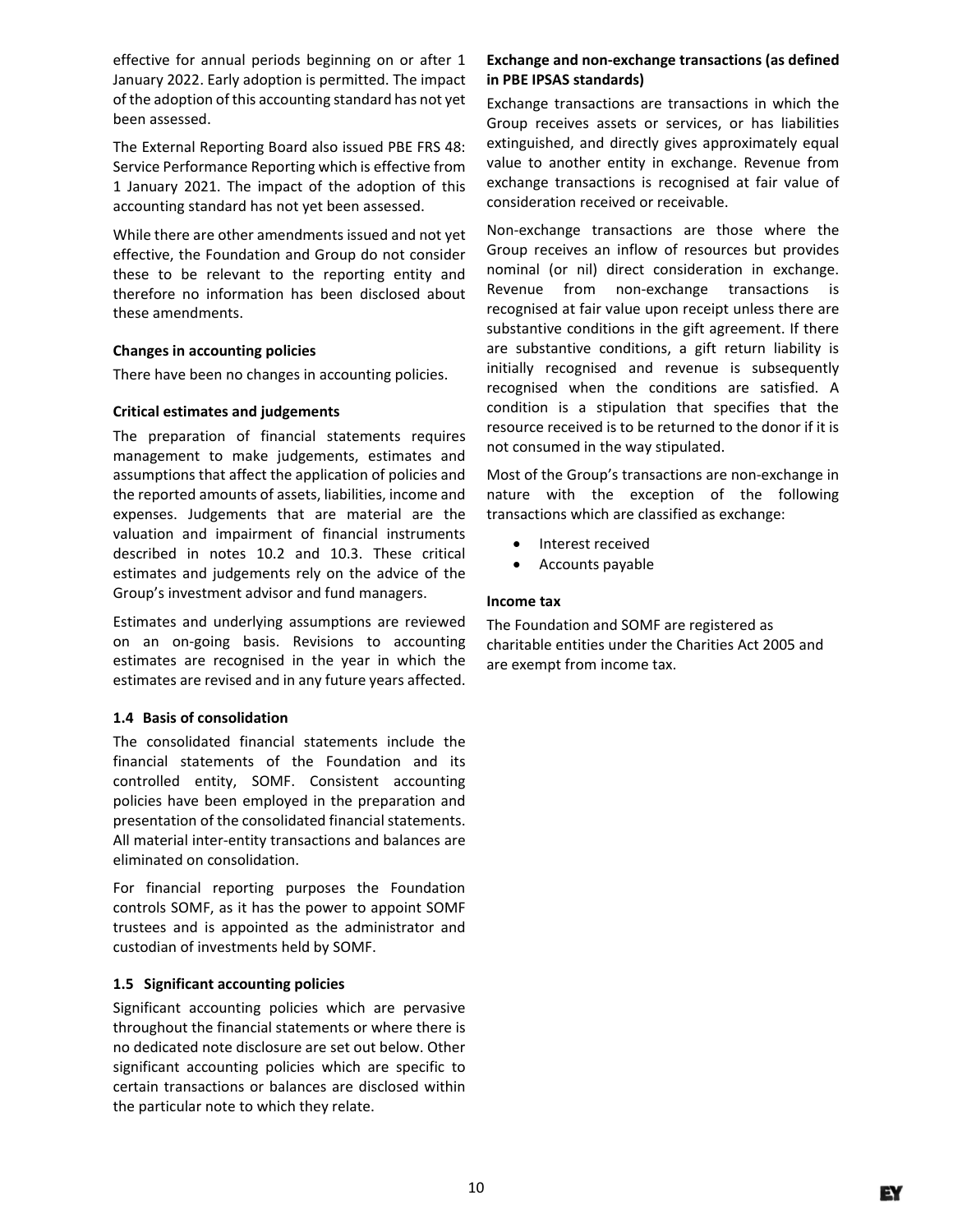effective for annual periods beginning on or after 1 January 2022. Early adoption is permitted. The impact of the adoption of this accounting standard has not yet been assessed.

The External Reporting Board also issued PBE FRS 48: Service Performance Reporting which is effective from 1 January 2021. The impact of the adoption of this accounting standard has not yet been assessed.

While there are other amendments issued and not yet effective, the Foundation and Group do not consider these to be relevant to the reporting entity and therefore no information has been disclosed about these amendments.

**Changes in accounting policies**

There have been no changes in accounting policies.

**Critical estimates and judgements**

The preparation of financial statements requires management to make judgements, estimates and assumptions that affect the application of policies and the reported amounts of assets, liabilities, income and expenses. Judgements that are material are the valuation and impairment of financial instruments described in notes 10.2 and 10.3. These critical estimates and judgements rely on the advice of the Group's investment advisor and fund managers.

Estimates and underlying assumptions are reviewed on an on-going basis. Revisions to accounting estimates are recognised in the year in which the estimates are revised and in any future years affected.

### 1.4 Basis of consolidation

The consolidated financial statements include the financial statements of the Foundation and its controlled entity, SOMF. Consistent accounting policies have been employed in the preparation and presentation of the consolidated financial statements. All material inter-entity transactions and balances are eliminated on consolidation.

For financial reporting purposes the Foundation controls SOMF, as it has the power to appoint SOMF trustees and is appointed as the administrator and custodian of investments held by SOMF.

### 1.5 Significant accounting policies

Significant accounting policies which are pervasive throughout the financial statements or where there is no dedicated note disclosure are set out below. Other significant accounting policies which are specific to certain transactions or balances are disclosed within the particular note to which they relate.

**Exchange and non-exchange transactions (as defined in PBE IPSAS standards)**

Exchange transactions are transactions in which the Group receives assets or services, or has liabilities extinguished, and directly gives approximately equal value to another entity in exchange. Revenue from exchange transactions is recognised at fair value of consideration received or receivable.

Non-exchange transactions are those where the Group receives an inflow of resources but provides nominal (or nil) direct consideration in exchange. Revenue from non-exchange transactions is recognised at fair value upon receipt unless there are substantive conditions in the gift agreement. If there are substantive conditions, a gift return liability is initially recognised and revenue is subsequently recognised when the conditions are satisfied. A condition is a stipulation that specifies that the resource received is to be returned to the donor if it is not consumed in the way stipulated.

Most of the Group's transactions are non-exchange in nature with the exception of the following transactions which are classified as exchange:

- Interest received
- Accounts payable

**Income tax**

The Foundation and SOMF are registered as charitable entities under the Charities Act 2005 and are exempt from income tax.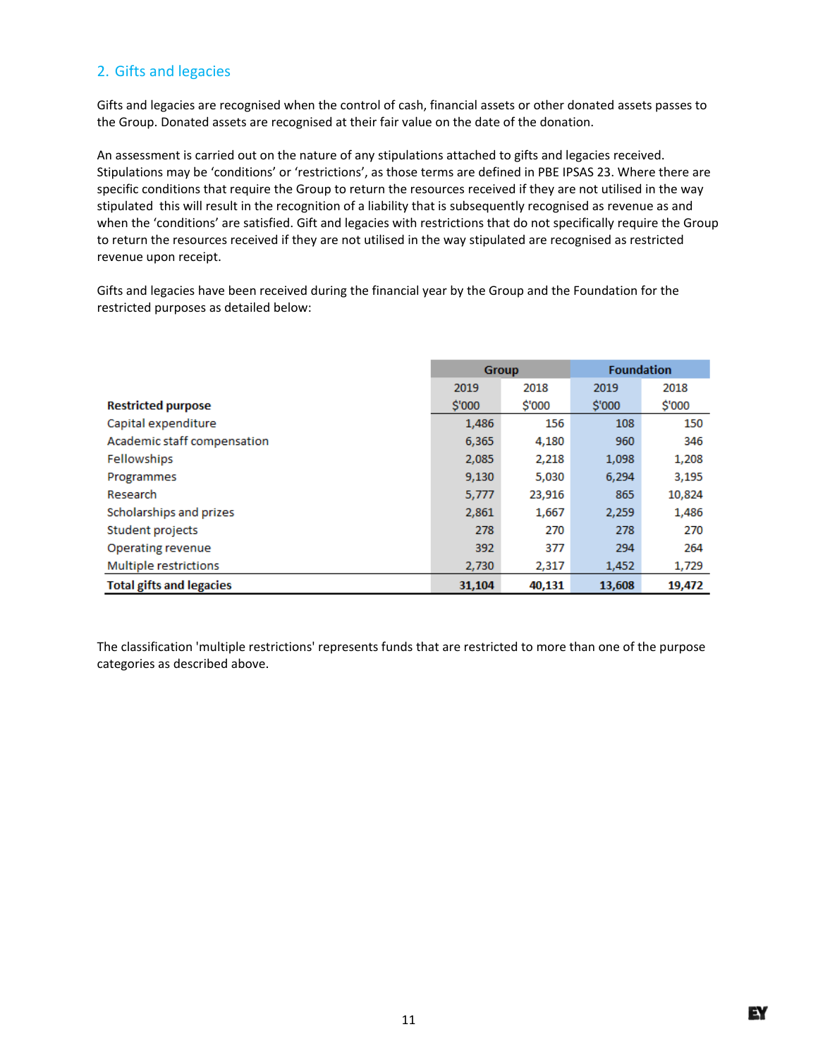## 2. Gifts and legacies

Gifts and legacies are recognised when the control of cash, financial assets or other donated assets passes to the Group. Donated assets are recognised at their fair value on the date of the donation.

An assessment is carried out on the nature of any stipulations attached to gifts and legacies received. Stipulations may be 'conditions' or 'restrictions', as those terms are defined in PBE IPSAS 23. Where there are specific conditions that require the Group to return the resources received if they are not utilised in the way stipulated this will result in the recognition of a liability that is subsequently recognised as revenue as and when the 'conditions' are satisfied. Gift and legacies with restrictions that do not specifically require the Group to return the resources received if they are not utilised in the way stipulated are recognised as restricted revenue upon receipt.

Gifts and legacies have been received during the financial year by the Group and the Foundation for the restricted purposes as detailed below:

| | Group | | Foundation | |
|---|---|---|---|---|
| | 2019 | 2018 | 2019 | 2018 |
| **Restricted purpose** | $'000 | $'000 | $'000 | $'000 |
| Capital expenditure | 1,486 | 156 | 108 | 150 |
| Academic staff compensation | 6,365 | 4,180 | 960 | 346 |
| Fellowships | 2,085 | 2,218 | 1,098 | 1,208 |
| Programmes | 9,130 | 5,030 | 6,294 | 3,195 |
| Research | 5,777 | 23,916 | 865 | 10,824 |
| Scholarships and prizes | 2,861 | 1,667 | 2,259 | 1,486 |
| Student projects | 278 | 270 | 278 | 270 |
| Operating revenue | 392 | 377 | 294 | 264 |
| Multiple restrictions | 2,730 | 2,317 | 1,452 | 1,729 |
| **Total gifts and legacies** | **31,104** | **40,131** | **13,608** | **19,472** |

The classification 'multiple restrictions' represents funds that are restricted to more than one of the purpose categories as described above.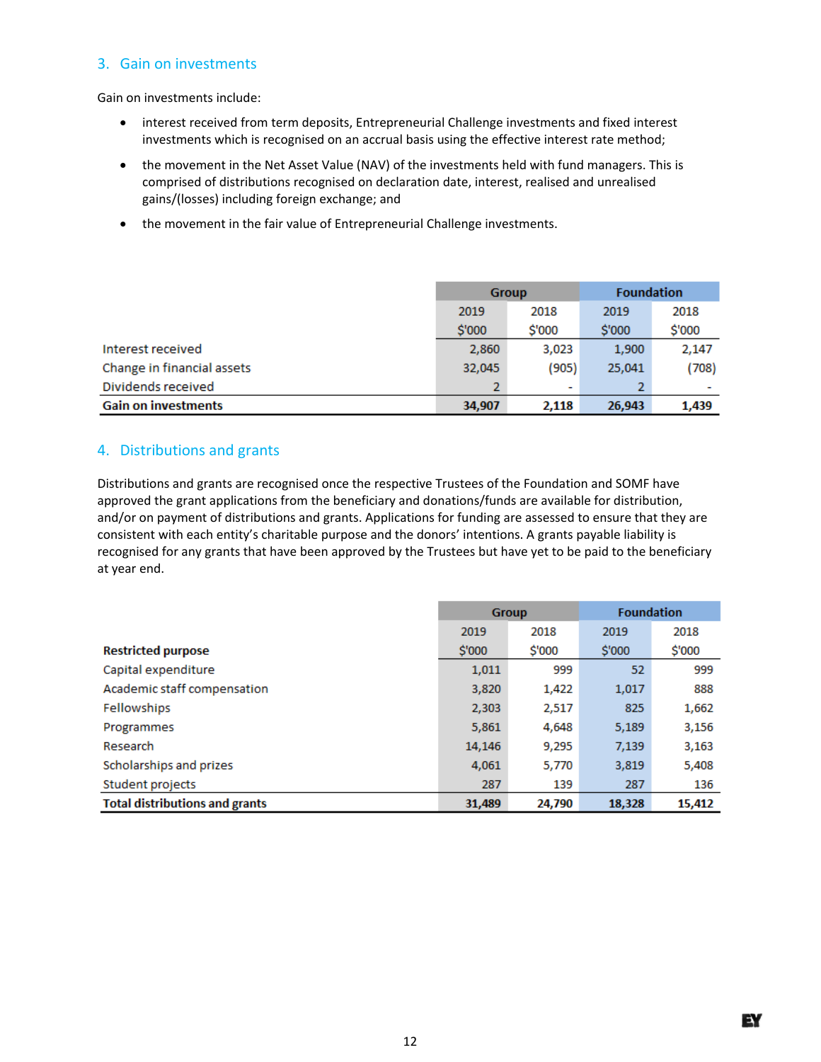## 3. Gain on investments

Gain on investments include:

- interest received from term deposits, Entrepreneurial Challenge investments and fixed interest investments which is recognised on an accrual basis using the effective interest rate method;
- the movement in the Net Asset Value (NAV) of the investments held with fund managers. This is comprised of distributions recognised on declaration date, interest, realised and unrealised gains/(losses) including foreign exchange; and
- the movement in the fair value of Entrepreneurial Challenge investments.

| | Group | | Foundation | |
|---|---|---|---|---|
| | 2019 | 2018 | 2019 | 2018 |
| | $'000 | $'000 | $'000 | $'000 |
| Interest received | 2,860 | 3,023 | 1,900 | 2,147 |
| Change in financial assets | 32,045 | (905) | 25,041 | (708) |
| Dividends received | 2 | - | 2 | - |
| **Gain on investments** | **34,907** | **2,118** | **26,943** | **1,439** |

## 4. Distributions and grants

Distributions and grants are recognised once the respective Trustees of the Foundation and SOMF have approved the grant applications from the beneficiary and donations/funds are available for distribution, and/or on payment of distributions and grants. Applications for funding are assessed to ensure that they are consistent with each entity's charitable purpose and the donors' intentions. A grants payable liability is recognised for any grants that have been approved by the Trustees but have yet to be paid to the beneficiary at year end.

| | Group | | Foundation | |
|---|---|---|---|---|
| | 2019 | 2018 | 2019 | 2018 |
| **Restricted purpose** | $'000 | $'000 | $'000 | $'000 |
| Capital expenditure | 1,011 | 999 | 52 | 999 |
| Academic staff compensation | 3,820 | 1,422 | 1,017 | 888 |
| Fellowships | 2,303 | 2,517 | 825 | 1,662 |
| Programmes | 5,861 | 4,648 | 5,189 | 3,156 |
| Research | 14,146 | 9,295 | 7,139 | 3,163 |
| Scholarships and prizes | 4,061 | 5,770 | 3,819 | 5,408 |
| Student projects | 287 | 139 | 287 | 136 |
| **Total distributions and grants** | **31,489** | **24,790** | **18,328** | **15,412** |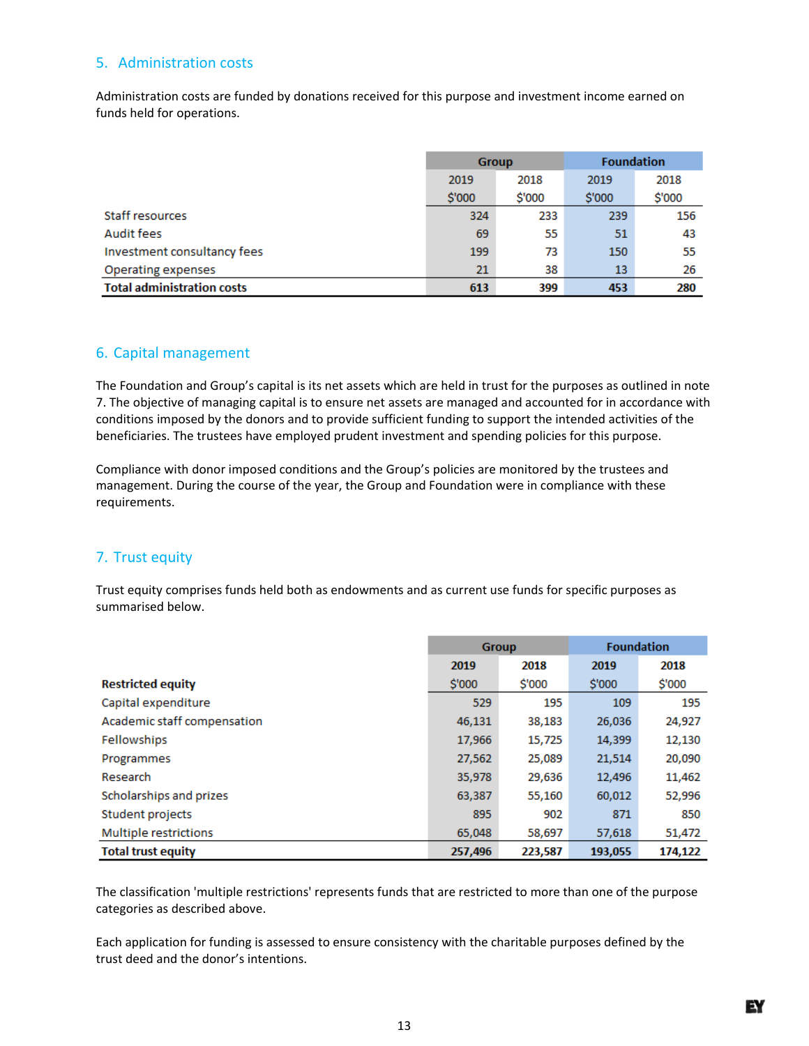## 5. Administration costs

Administration costs are funded by donations received for this purpose and investment income earned on funds held for operations.

| | Group | | Foundation | |
|---|---|---|---|---|
| | 2019 | 2018 | 2019 | 2018 |
| | $'000 | $'000 | $'000 | $'000 |
| Staff resources | 324 | 233 | 239 | 156 |
| Audit fees | 69 | 55 | 51 | 43 |
| Investment consultancy fees | 199 | 73 | 150 | 55 |
| Operating expenses | 21 | 38 | 13 | 26 |
| **Total administration costs** | **613** | **399** | **453** | **280** |

## 6. Capital management

The Foundation and Group's capital is its net assets which are held in trust for the purposes as outlined in note 7. The objective of managing capital is to ensure net assets are managed and accounted for in accordance with conditions imposed by the donors and to provide sufficient funding to support the intended activities of the beneficiaries. The trustees have employed prudent investment and spending policies for this purpose.

Compliance with donor imposed conditions and the Group's policies are monitored by the trustees and management. During the course of the year, the Group and Foundation were in compliance with these requirements.

## 7. Trust equity

Trust equity comprises funds held both as endowments and as current use funds for specific purposes as summarised below.

| | Group | | Foundation | |
|---|---|---|---|---|
| | **2019** | **2018** | **2019** | **2018** |
| **Restricted equity** | $'000 | $'000 | $'000 | $'000 |
| Capital expenditure | 529 | 195 | 109 | 195 |
| Academic staff compensation | 46,131 | 38,183 | 26,036 | 24,927 |
| Fellowships | 17,966 | 15,725 | 14,399 | 12,130 |
| Programmes | 27,562 | 25,089 | 21,514 | 20,090 |
| Research | 35,978 | 29,636 | 12,496 | 11,462 |
| Scholarships and prizes | 63,387 | 55,160 | 60,012 | 52,996 |
| Student projects | 895 | 902 | 871 | 850 |
| Multiple restrictions | 65,048 | 58,697 | 57,618 | 51,472 |
| **Total trust equity** | **257,496** | **223,587** | **193,055** | **174,122** |

The classification 'multiple restrictions' represents funds that are restricted to more than one of the purpose categories as described above.

Each application for funding is assessed to ensure consistency with the charitable purposes defined by the trust deed and the donor's intentions.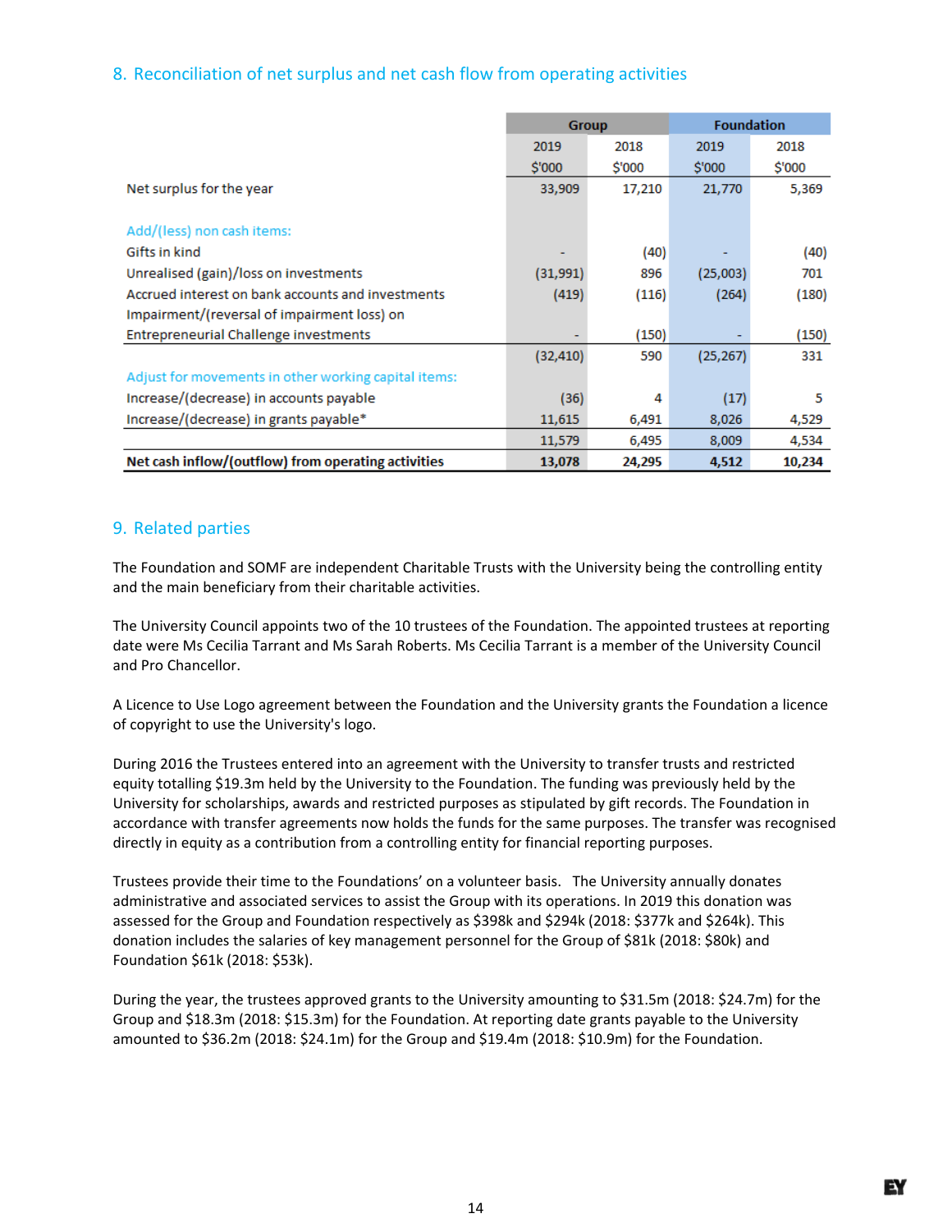## 8. Reconciliation of net surplus and net cash flow from operating activities

| | Group | | Foundation | |
|---|---|---|---|---|
| | 2019 | 2018 | 2019 | 2018 |
| | $'000 | $'000 | $'000 | $'000 |
| Net surplus for the year | 33,909 | 17,210 | 21,770 | 5,369 |
| | | | | |
| Add/(less) non cash items: | | | | |
| Gifts in kind | - | (40) | - | (40) |
| Unrealised (gain)/loss on investments | (31,991) | 896 | (25,003) | 701 |
| Accrued interest on bank accounts and investments | (419) | (116) | (264) | (180) |
| Impairment/(reversal of impairment loss) on Entrepreneurial Challenge investments | - | (150) | - | (150) |
| | (32,410) | 590 | (25,267) | 331 |
| Adjust for movements in other working capital items: | | | | |
| Increase/(decrease) in accounts payable | (36) | 4 | (17) | 5 |
| Increase/(decrease) in grants payable* | 11,615 | 6,491 | 8,026 | 4,529 |
| | 11,579 | 6,495 | 8,009 | 4,534 |
| **Net cash inflow/(outflow) from operating activities** | **13,078** | **24,295** | **4,512** | **10,234** |

## 9. Related parties

The Foundation and SOMF are independent Charitable Trusts with the University being the controlling entity and the main beneficiary from their charitable activities.

The University Council appoints two of the 10 trustees of the Foundation. The appointed trustees at reporting date were Ms Cecilia Tarrant and Ms Sarah Roberts. Ms Cecilia Tarrant is a member of the University Council and Pro Chancellor.

A Licence to Use Logo agreement between the Foundation and the University grants the Foundation a licence of copyright to use the University's logo.

During 2016 the Trustees entered into an agreement with the University to transfer trusts and restricted equity totalling $19.3m held by the University to the Foundation. The funding was previously held by the University for scholarships, awards and restricted purposes as stipulated by gift records. The Foundation in accordance with transfer agreements now holds the funds for the same purposes. The transfer was recognised directly in equity as a contribution from a controlling entity for financial reporting purposes.

Trustees provide their time to the Foundations' on a volunteer basis. The University annually donates administrative and associated services to assist the Group with its operations. In 2019 this donation was assessed for the Group and Foundation respectively as $398k and $294k (2018: $377k and $264k). This donation includes the salaries of key management personnel for the Group of $81k (2018: $80k) and Foundation $61k (2018: $53k).

During the year, the trustees approved grants to the University amounting to $31.5m (2018: $24.7m) for the Group and $18.3m (2018: $15.3m) for the Foundation. At reporting date grants payable to the University amounted to $36.2m (2018: $24.1m) for the Group and $19.4m (2018: $10.9m) for the Foundation.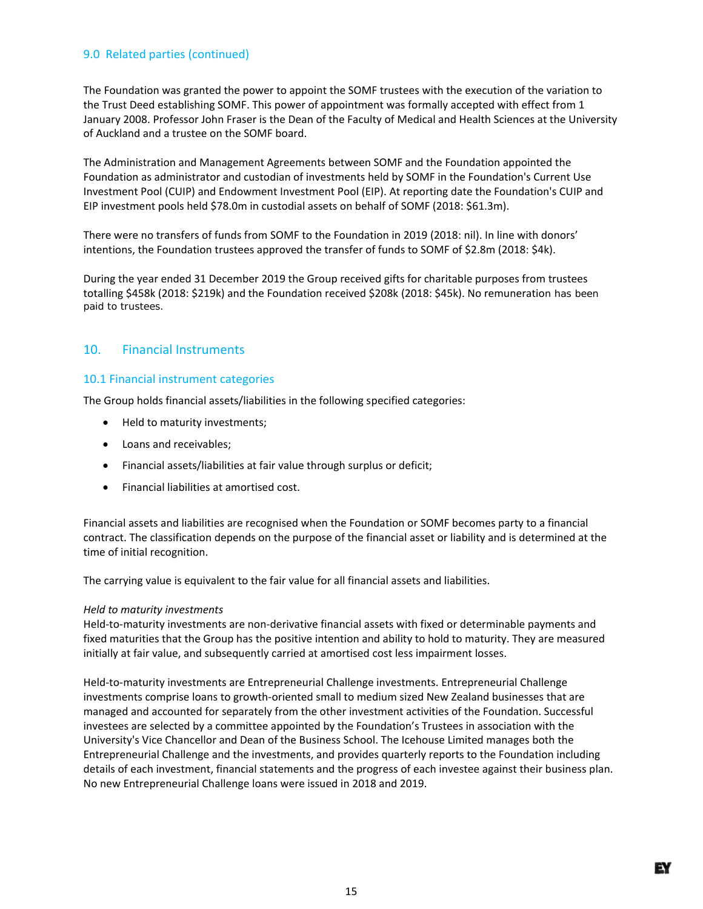### 9.0 Related parties (continued)

The Foundation was granted the power to appoint the SOMF trustees with the execution of the variation to the Trust Deed establishing SOMF. This power of appointment was formally accepted with effect from 1 January 2008. Professor John Fraser is the Dean of the Faculty of Medical and Health Sciences at the University of Auckland and a trustee on the SOMF board.

The Administration and Management Agreements between SOMF and the Foundation appointed the Foundation as administrator and custodian of investments held by SOMF in the Foundation's Current Use Investment Pool (CUIP) and Endowment Investment Pool (EIP). At reporting date the Foundation's CUIP and EIP investment pools held $78.0m in custodial assets on behalf of SOMF (2018: $61.3m).

There were no transfers of funds from SOMF to the Foundation in 2019 (2018: nil). In line with donors' intentions, the Foundation trustees approved the transfer of funds to SOMF of $2.8m (2018: $4k).

During the year ended 31 December 2019 the Group received gifts for charitable purposes from trustees totalling $458k (2018: $219k) and the Foundation received $208k (2018: $45k). No remuneration has been paid to trustees.

## 10. Financial Instruments

### 10.1 Financial instrument categories

The Group holds financial assets/liabilities in the following specified categories:

- Held to maturity investments;
- Loans and receivables;
- Financial assets/liabilities at fair value through surplus or deficit;
- Financial liabilities at amortised cost.

Financial assets and liabilities are recognised when the Foundation or SOMF becomes party to a financial contract. The classification depends on the purpose of the financial asset or liability and is determined at the time of initial recognition.

The carrying value is equivalent to the fair value for all financial assets and liabilities.

*Held to maturity investments*

Held-to-maturity investments are non-derivative financial assets with fixed or determinable payments and fixed maturities that the Group has the positive intention and ability to hold to maturity. They are measured initially at fair value, and subsequently carried at amortised cost less impairment losses.

Held-to-maturity investments are Entrepreneurial Challenge investments. Entrepreneurial Challenge investments comprise loans to growth-oriented small to medium sized New Zealand businesses that are managed and accounted for separately from the other investment activities of the Foundation. Successful investees are selected by a committee appointed by the Foundation's Trustees in association with the University's Vice Chancellor and Dean of the Business School. The Icehouse Limited manages both the Entrepreneurial Challenge and the investments, and provides quarterly reports to the Foundation including details of each investment, financial statements and the progress of each investee against their business plan. No new Entrepreneurial Challenge loans were issued in 2018 and 2019.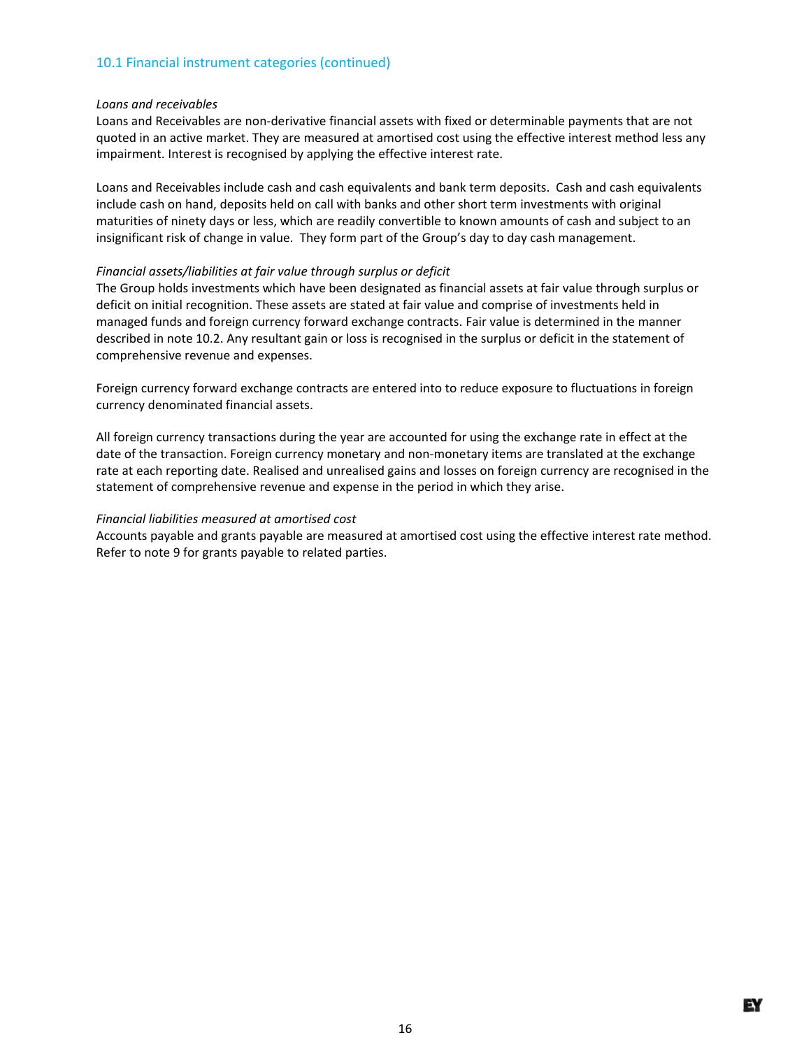### 10.1 Financial instrument categories (continued)

*Loans and receivables*

Loans and Receivables are non-derivative financial assets with fixed or determinable payments that are not quoted in an active market. They are measured at amortised cost using the effective interest method less any impairment. Interest is recognised by applying the effective interest rate.

Loans and Receivables include cash and cash equivalents and bank term deposits. Cash and cash equivalents include cash on hand, deposits held on call with banks and other short term investments with original maturities of ninety days or less, which are readily convertible to known amounts of cash and subject to an insignificant risk of change in value. They form part of the Group's day to day cash management.

*Financial assets/liabilities at fair value through surplus or deficit*

The Group holds investments which have been designated as financial assets at fair value through surplus or deficit on initial recognition. These assets are stated at fair value and comprise of investments held in managed funds and foreign currency forward exchange contracts. Fair value is determined in the manner described in note 10.2. Any resultant gain or loss is recognised in the surplus or deficit in the statement of comprehensive revenue and expenses.

Foreign currency forward exchange contracts are entered into to reduce exposure to fluctuations in foreign currency denominated financial assets.

All foreign currency transactions during the year are accounted for using the exchange rate in effect at the date of the transaction. Foreign currency monetary and non-monetary items are translated at the exchange rate at each reporting date. Realised and unrealised gains and losses on foreign currency are recognised in the statement of comprehensive revenue and expense in the period in which they arise.

*Financial liabilities measured at amortised cost*

Accounts payable and grants payable are measured at amortised cost using the effective interest rate method. Refer to note 9 for grants payable to related parties.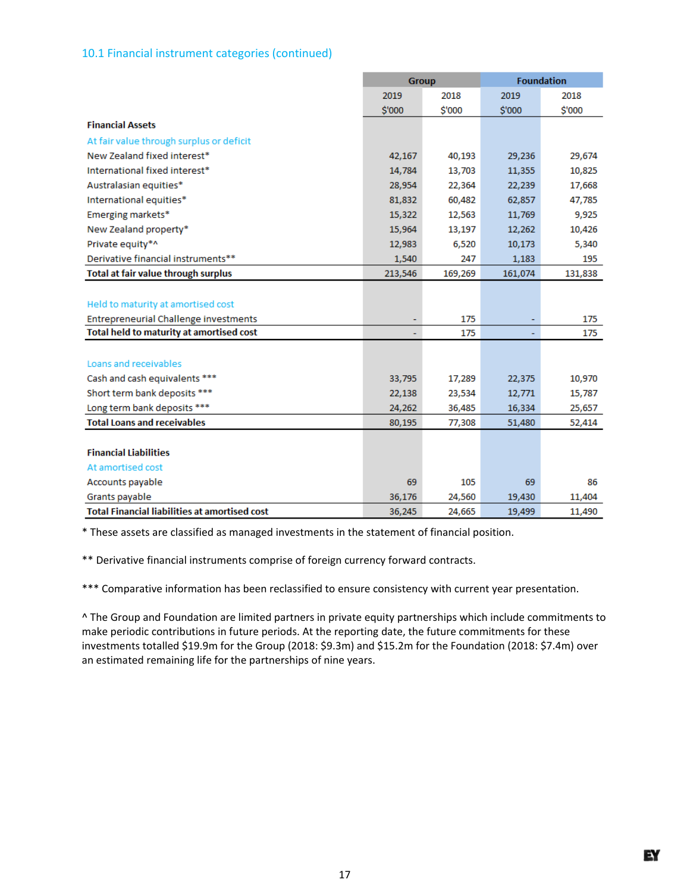## 10.1 Financial instrument categories (continued)

| | Group | | Foundation | |
|---|---|---|---|---|
| | 2019 | 2018 | 2019 | 2018 |
| | $'000 | $'000 | $'000 | $'000 |
| **Financial Assets** | | | | |
| At fair value through surplus or deficit | | | | |
| New Zealand fixed interest* | 42,167 | 40,193 | 29,236 | 29,674 |
| International fixed interest* | 14,784 | 13,703 | 11,355 | 10,825 |
| Australasian equities* | 28,954 | 22,364 | 22,239 | 17,668 |
| International equities* | 81,832 | 60,482 | 62,857 | 47,785 |
| Emerging markets* | 15,322 | 12,563 | 11,769 | 9,925 |
| New Zealand property* | 15,964 | 13,197 | 12,262 | 10,426 |
| Private equity*^ | 12,983 | 6,520 | 10,173 | 5,340 |
| Derivative financial instruments** | 1,540 | 247 | 1,183 | 195 |
| **Total at fair value through surplus** | **213,546** | **169,269** | **161,074** | **131,838** |
| | | | | |
| Held to maturity at amortised cost | | | | |
| Entrepreneurial Challenge investments | - | 175 | - | 175 |
| **Total held to maturity at amortised cost** | **-** | **175** | **-** | **175** |
| | | | | |
| Loans and receivables | | | | |
| Cash and cash equivalents *** | 33,795 | 17,289 | 22,375 | 10,970 |
| Short term bank deposits *** | 22,138 | 23,534 | 12,771 | 15,787 |
| Long term bank deposits *** | 24,262 | 36,485 | 16,334 | 25,657 |
| **Total Loans and receivables** | **80,195** | **77,308** | **51,480** | **52,414** |
| | | | | |
| **Financial Liabilities** | | | | |
| At amortised cost | | | | |
| Accounts payable | 69 | 105 | 69 | 86 |
| Grants payable | 36,176 | 24,560 | 19,430 | 11,404 |
| **Total Financial liabilities at amortised cost** | **36,245** | **24,665** | **19,499** | **11,490** |

* These assets are classified as managed investments in the statement of financial position.

** Derivative financial instruments comprise of foreign currency forward contracts.

*** Comparative information has been reclassified to ensure consistency with current year presentation.

^ The Group and Foundation are limited partners in private equity partnerships which include commitments to make periodic contributions in future periods. At the reporting date, the future commitments for these investments totalled $19.9m for the Group (2018: $9.3m) and $15.2m for the Foundation (2018: $7.4m) over an estimated remaining life for the partnerships of nine years.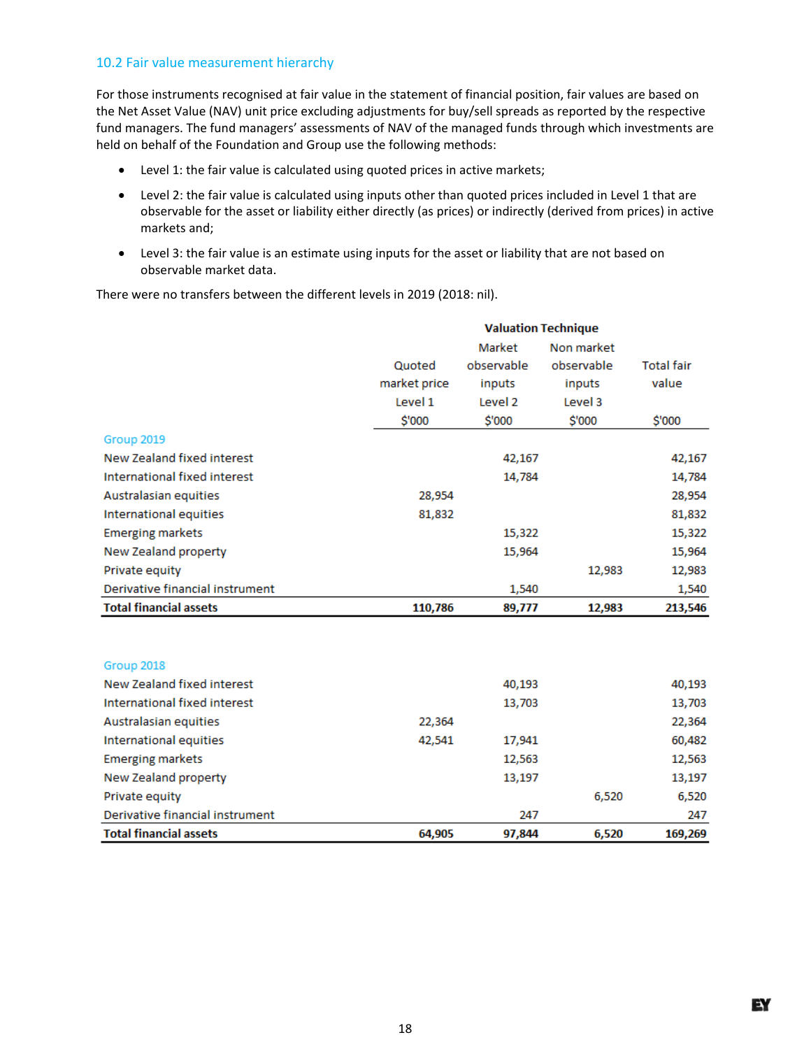## 10.2 Fair value measurement hierarchy

For those instruments recognised at fair value in the statement of financial position, fair values are based on the Net Asset Value (NAV) unit price excluding adjustments for buy/sell spreads as reported by the respective fund managers. The fund managers' assessments of NAV of the managed funds through which investments are held on behalf of the Foundation and Group use the following methods:

- Level 1: the fair value is calculated using quoted prices in active markets;
- Level 2: the fair value is calculated using inputs other than quoted prices included in Level 1 that are observable for the asset or liability either directly (as prices) or indirectly (derived from prices) in active markets and;
- Level 3: the fair value is an estimate using inputs for the asset or liability that are not based on observable market data.

There were no transfers between the different levels in 2019 (2018: nil).

| | Valuation Technique | | | |
|---|---|---|---|---|
| | Quoted market price Level 1 $'000 | Market observable inputs Level 2 $'000 | Non market observable inputs Level 3 $'000 | Total fair value $'000 |
| **Group 2019** | | | | |
| New Zealand fixed interest | | 42,167 | | 42,167 |
| International fixed interest | | 14,784 | | 14,784 |
| Australasian equities | 28,954 | | | 28,954 |
| International equities | 81,832 | | | 81,832 |
| Emerging markets | | 15,322 | | 15,322 |
| New Zealand property | | 15,964 | | 15,964 |
| Private equity | | | 12,983 | 12,983 |
| Derivative financial instrument | | 1,540 | | 1,540 |
| **Total financial assets** | **110,786** | **89,777** | **12,983** | **213,546** |
| | | | | |
| **Group 2018** | | | | |
| New Zealand fixed interest | | 40,193 | | 40,193 |
| International fixed interest | | 13,703 | | 13,703 |
| Australasian equities | 22,364 | | | 22,364 |
| International equities | 42,541 | 17,941 | | 60,482 |
| Emerging markets | | 12,563 | | 12,563 |
| New Zealand property | | 13,197 | | 13,197 |
| Private equity | | | 6,520 | 6,520 |
| Derivative financial instrument | | 247 | | 247 |
| **Total financial assets** | **64,905** | **97,844** | **6,520** | **169,269** |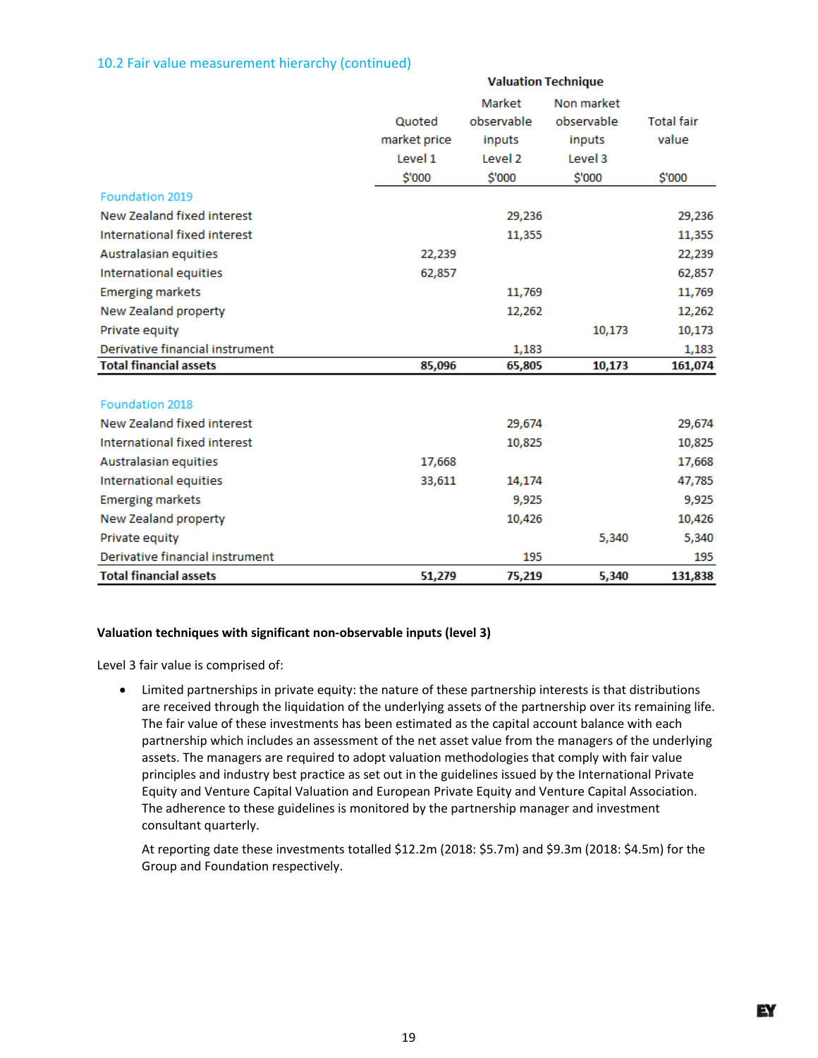## 10.2 Fair value measurement hierarchy (continued)

| | Valuation Technique | | | |
|---|---|---|---|---|
| | Quoted market price Level 1 $'000 | Market observable inputs Level 2 $'000 | Non market observable inputs Level 3 $'000 | Total fair value $'000 |
| **Foundation 2019** | | | | |
| New Zealand fixed interest | | 29,236 | | 29,236 |
| International fixed interest | | 11,355 | | 11,355 |
| Australasian equities | 22,239 | | | 22,239 |
| International equities | 62,857 | | | 62,857 |
| Emerging markets | | 11,769 | | 11,769 |
| New Zealand property | | 12,262 | | 12,262 |
| Private equity | | | 10,173 | 10,173 |
| Derivative financial instrument | | 1,183 | | 1,183 |
| **Total financial assets** | **85,096** | **65,805** | **10,173** | **161,074** |
| | | | | |
| **Foundation 2018** | | | | |
| New Zealand fixed interest | | 29,674 | | 29,674 |
| International fixed interest | | 10,825 | | 10,825 |
| Australasian equities | 17,668 | | | 17,668 |
| International equities | 33,611 | 14,174 | | 47,785 |
| Emerging markets | | 9,925 | | 9,925 |
| New Zealand property | | 10,426 | | 10,426 |
| Private equity | | | 5,340 | 5,340 |
| Derivative financial instrument | | 195 | | 195 |
| **Total financial assets** | **51,279** | **75,219** | **5,340** | **131,838** |

**Valuation techniques with significant non-observable inputs (level 3)**

Level 3 fair value is comprised of:

- Limited partnerships in private equity: the nature of these partnership interests is that distributions are received through the liquidation of the underlying assets of the partnership over its remaining life. The fair value of these investments has been estimated as the capital account balance with each partnership which includes an assessment of the net asset value from the managers of the underlying assets. The managers are required to adopt valuation methodologies that comply with fair value principles and industry best practice as set out in the guidelines issued by the International Private Equity and Venture Capital Valuation and European Private Equity and Venture Capital Association. The adherence to these guidelines is monitored by the partnership manager and investment consultant quarterly.

  At reporting date these investments totalled $12.2m (2018: $5.7m) and $9.3m (2018: $4.5m) for the Group and Foundation respectively.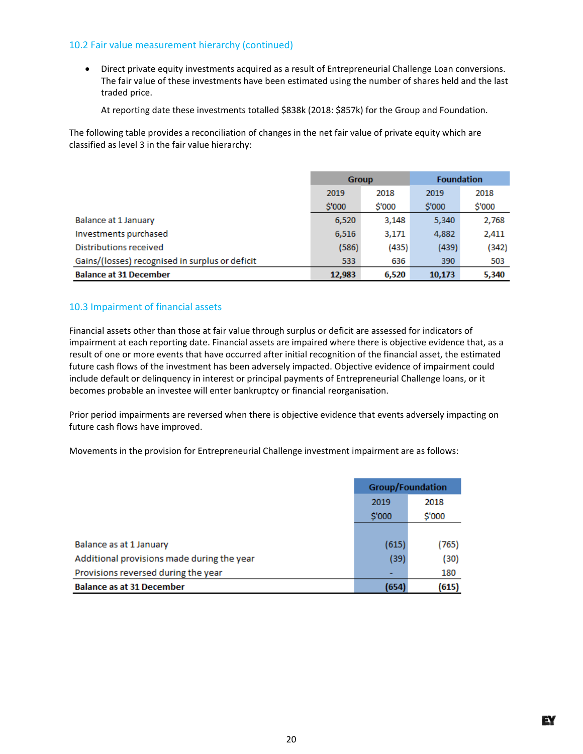## 10.2 Fair value measurement hierarchy (continued)

- Direct private equity investments acquired as a result of Entrepreneurial Challenge Loan conversions. The fair value of these investments have been estimated using the number of shares held and the last traded price.

  At reporting date these investments totalled $838k (2018: $857k) for the Group and Foundation.

The following table provides a reconciliation of changes in the net fair value of private equity which are classified as level 3 in the fair value hierarchy:

| | Group | | Foundation | |
|---|---|---|---|---|
| | 2019<br>$'000 | 2018<br>$'000 | 2019<br>$'000 | 2018<br>$'000 |
| Balance at 1 January | 6,520 | 3,148 | 5,340 | 2,768 |
| Investments purchased | 6,516 | 3,171 | 4,882 | 2,411 |
| Distributions received | (586) | (435) | (439) | (342) |
| Gains/(losses) recognised in surplus or deficit | 533 | 636 | 390 | 503 |
| **Balance at 31 December** | **12,983** | **6,520** | **10,173** | **5,340** |

## 10.3 Impairment of financial assets

Financial assets other than those at fair value through surplus or deficit are assessed for indicators of impairment at each reporting date. Financial assets are impaired where there is objective evidence that, as a result of one or more events that have occurred after initial recognition of the financial asset, the estimated future cash flows of the investment has been adversely impacted. Objective evidence of impairment could include default or delinquency in interest or principal payments of Entrepreneurial Challenge loans, or it becomes probable an investee will enter bankruptcy or financial reorganisation.

Prior period impairments are reversed when there is objective evidence that events adversely impacting on future cash flows have improved.

Movements in the provision for Entrepreneurial Challenge investment impairment are as follows:

| | Group/Foundation | |
|---|---|---|
| | 2019<br>$'000 | 2018<br>$'000 |
| Balance as at 1 January | (615) | (765) |
| Additional provisions made during the year | (39) | (30) |
| Provisions reversed during the year | - | 180 |
| **Balance as at 31 December** | **(654)** | **(615)** |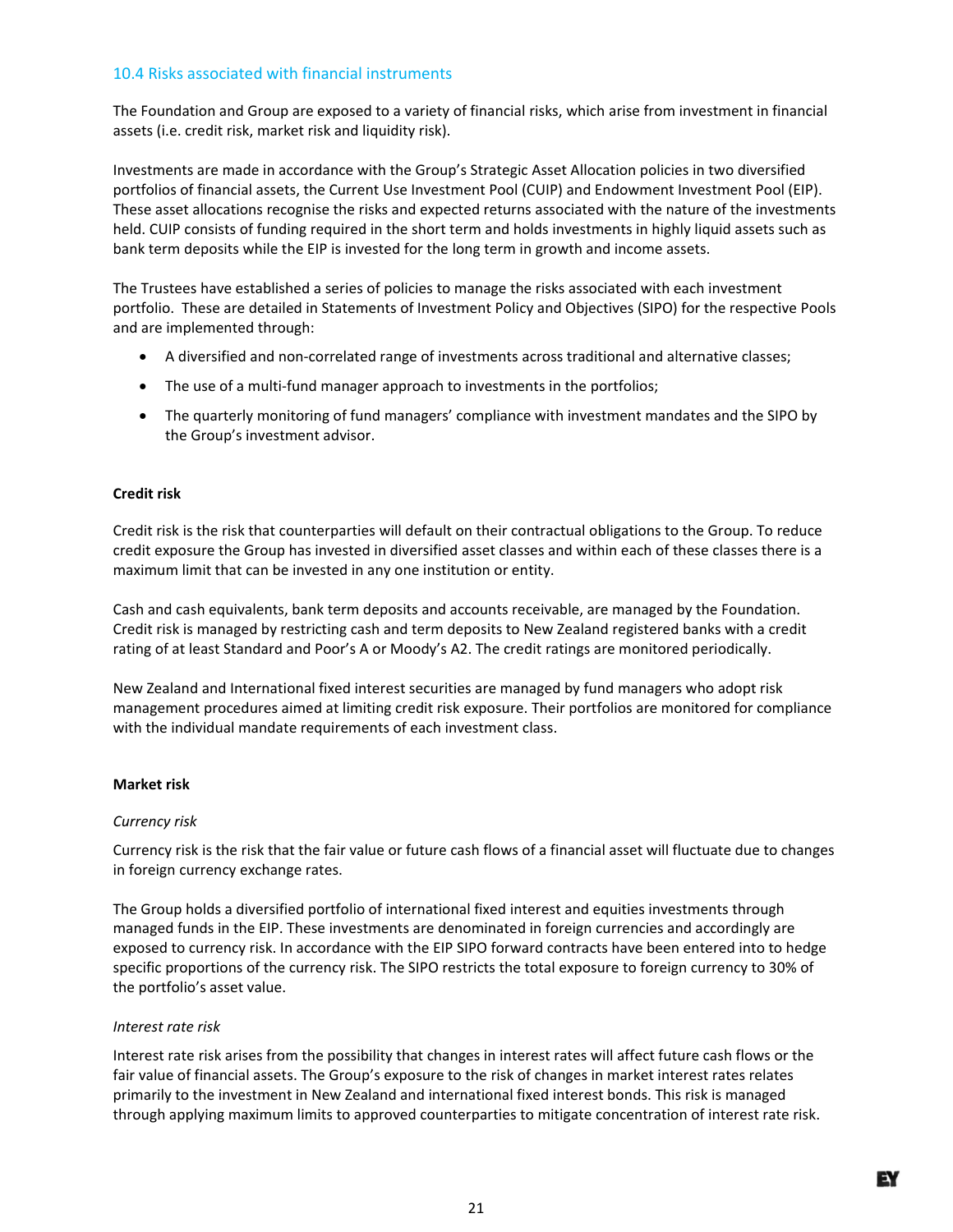## 10.4 Risks associated with financial instruments

The Foundation and Group are exposed to a variety of financial risks, which arise from investment in financial assets (i.e. credit risk, market risk and liquidity risk).

Investments are made in accordance with the Group's Strategic Asset Allocation policies in two diversified portfolios of financial assets, the Current Use Investment Pool (CUIP) and Endowment Investment Pool (EIP). These asset allocations recognise the risks and expected returns associated with the nature of the investments held. CUIP consists of funding required in the short term and holds investments in highly liquid assets such as bank term deposits while the EIP is invested for the long term in growth and income assets.

The Trustees have established a series of policies to manage the risks associated with each investment portfolio. These are detailed in Statements of Investment Policy and Objectives (SIPO) for the respective Pools and are implemented through:

- A diversified and non-correlated range of investments across traditional and alternative classes;
- The use of a multi-fund manager approach to investments in the portfolios;
- The quarterly monitoring of fund managers' compliance with investment mandates and the SIPO by the Group's investment advisor.

**Credit risk**

Credit risk is the risk that counterparties will default on their contractual obligations to the Group. To reduce credit exposure the Group has invested in diversified asset classes and within each of these classes there is a maximum limit that can be invested in any one institution or entity.

Cash and cash equivalents, bank term deposits and accounts receivable, are managed by the Foundation. Credit risk is managed by restricting cash and term deposits to New Zealand registered banks with a credit rating of at least Standard and Poor's A or Moody's A2. The credit ratings are monitored periodically.

New Zealand and International fixed interest securities are managed by fund managers who adopt risk management procedures aimed at limiting credit risk exposure. Their portfolios are monitored for compliance with the individual mandate requirements of each investment class.

**Market risk**

*Currency risk*

Currency risk is the risk that the fair value or future cash flows of a financial asset will fluctuate due to changes in foreign currency exchange rates.

The Group holds a diversified portfolio of international fixed interest and equities investments through managed funds in the EIP. These investments are denominated in foreign currencies and accordingly are exposed to currency risk. In accordance with the EIP SIPO forward contracts have been entered into to hedge specific proportions of the currency risk. The SIPO restricts the total exposure to foreign currency to 30% of the portfolio's asset value.

*Interest rate risk*

Interest rate risk arises from the possibility that changes in interest rates will affect future cash flows or the fair value of financial assets. The Group's exposure to the risk of changes in market interest rates relates primarily to the investment in New Zealand and international fixed interest bonds. This risk is managed through applying maximum limits to approved counterparties to mitigate concentration of interest rate risk.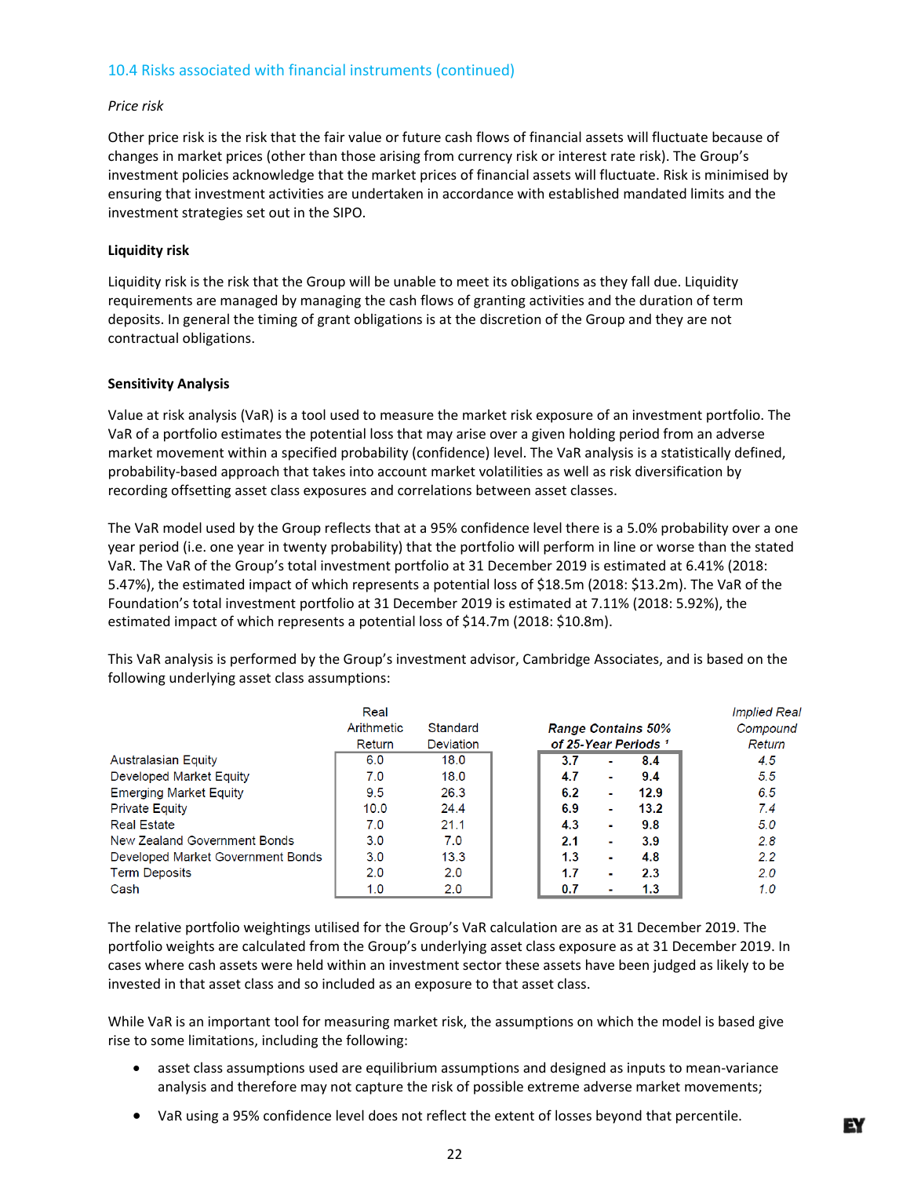## 10.4 Risks associated with financial instruments (continued)

*Price risk*

Other price risk is the risk that the fair value or future cash flows of financial assets will fluctuate because of changes in market prices (other than those arising from currency risk or interest rate risk). The Group's investment policies acknowledge that the market prices of financial assets will fluctuate. Risk is minimised by ensuring that investment activities are undertaken in accordance with established mandated limits and the investment strategies set out in the SIPO.

**Liquidity risk**

Liquidity risk is the risk that the Group will be unable to meet its obligations as they fall due. Liquidity requirements are managed by managing the cash flows of granting activities and the duration of term deposits. In general the timing of grant obligations is at the discretion of the Group and they are not contractual obligations.

**Sensitivity Analysis**

Value at risk analysis (VaR) is a tool used to measure the market risk exposure of an investment portfolio. The VaR of a portfolio estimates the potential loss that may arise over a given holding period from an adverse market movement within a specified probability (confidence) level. The VaR analysis is a statistically defined, probability-based approach that takes into account market volatilities as well as risk diversification by recording offsetting asset class exposures and correlations between asset classes.

The VaR model used by the Group reflects that at a 95% confidence level there is a 5.0% probability over a one year period (i.e. one year in twenty probability) that the portfolio will perform in line or worse than the stated VaR. The VaR of the Group's total investment portfolio at 31 December 2019 is estimated at 6.41% (2018: 5.47%), the estimated impact of which represents a potential loss of $18.5m (2018: $13.2m). The VaR of the Foundation's total investment portfolio at 31 December 2019 is estimated at 7.11% (2018: 5.92%), the estimated impact of which represents a potential loss of $14.7m (2018: $10.8m).

This VaR analysis is performed by the Group's investment advisor, Cambridge Associates, and is based on the following underlying asset class assumptions:

| | Real Arithmetic Return | Standard Deviation | ***Range Contains 50% of 25-Year Periods*** [1] | | | *Implied Real Compound Return* |
|---|---|---|---|---|---|---|
| Australasian Equity | 6.0 | 18.0 | **3.7** | - | **8.4** | *4.5* |
| Developed Market Equity | 7.0 | 18.0 | **4.7** | - | **9.4** | *5.5* |
| Emerging Market Equity | 9.5 | 26.3 | **6.2** | - | **12.9** | *6.5* |
| Private Equity | 10.0 | 24.4 | **6.9** | - | **13.2** | *7.4* |
| Real Estate | 7.0 | 21.1 | **4.3** | - | **9.8** | *5.0* |
| New Zealand Government Bonds | 3.0 | 7.0 | **2.1** | - | **3.9** | *2.8* |
| Developed Market Government Bonds | 3.0 | 13.3 | **1.3** | - | **4.8** | *2.2* |
| Term Deposits | 2.0 | 2.0 | **1.7** | - | **2.3** | *2.0* |
| Cash | 1.0 | 2.0 | **0.7** | - | **1.3** | *1.0* |

The relative portfolio weightings utilised for the Group's VaR calculation are as at 31 December 2019. The portfolio weights are calculated from the Group's underlying asset class exposure as at 31 December 2019. In cases where cash assets were held within an investment sector these assets have been judged as likely to be invested in that asset class and so included as an exposure to that asset class.

While VaR is an important tool for measuring market risk, the assumptions on which the model is based give rise to some limitations, including the following:

- asset class assumptions used are equilibrium assumptions and designed as inputs to mean-variance analysis and therefore may not capture the risk of possible extreme adverse market movements;
- VaR using a 95% confidence level does not reflect the extent of losses beyond that percentile.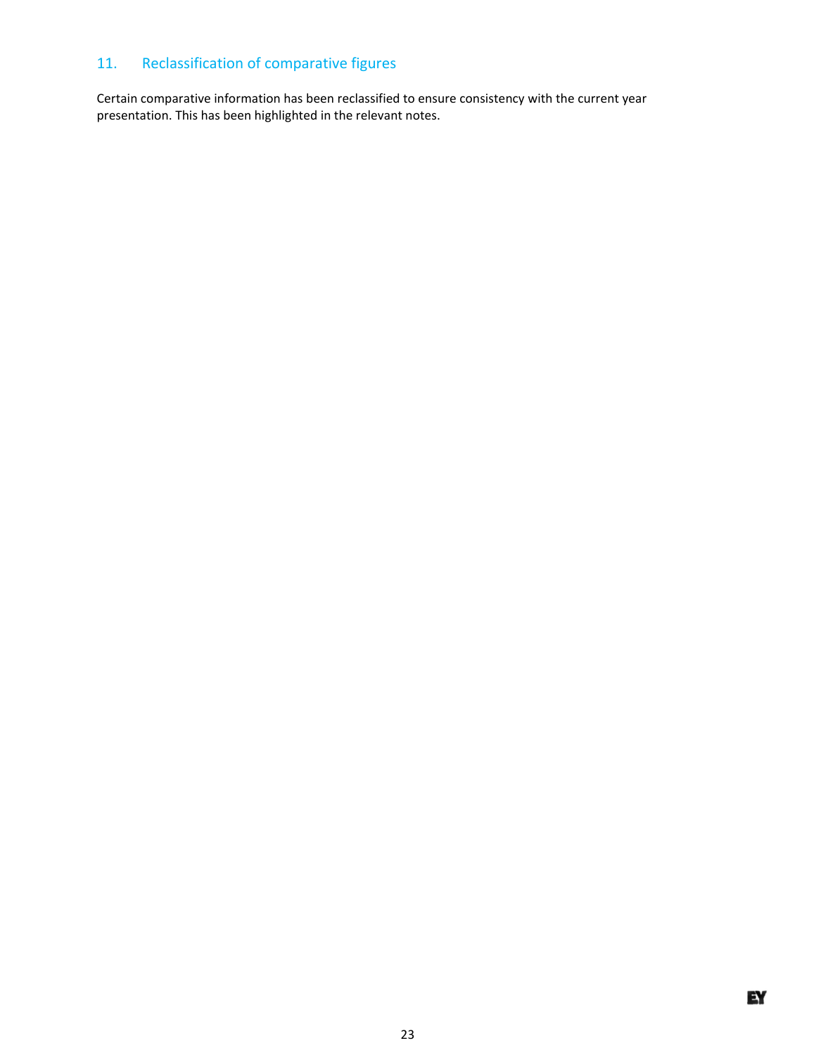## 11. Reclassification of comparative figures

Certain comparative information has been reclassified to ensure consistency with the current year presentation. This has been highlighted in the relevant notes.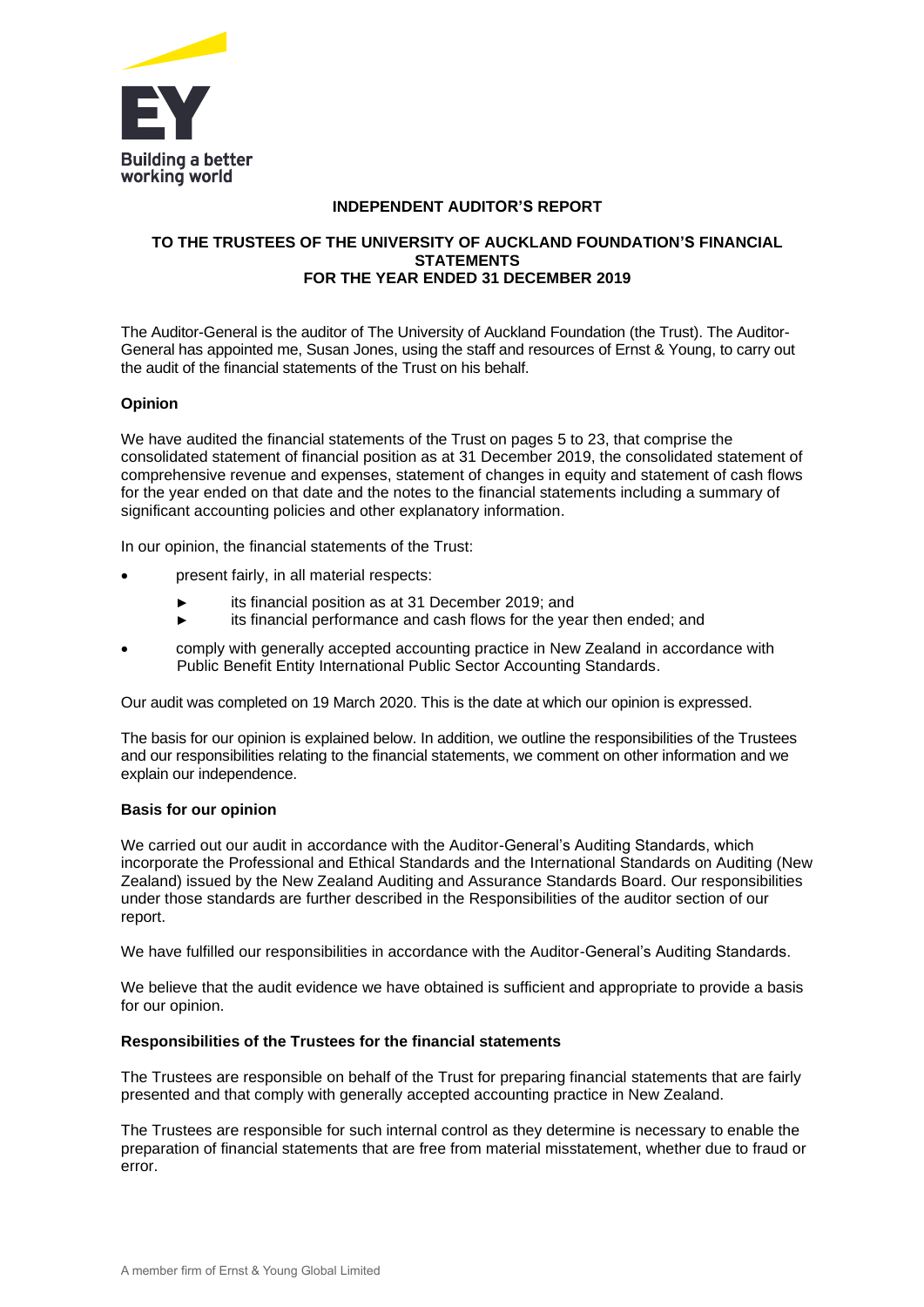# INDEPENDENT AUDITOR'S REPORT

## TO THE TRUSTEES OF THE UNIVERSITY OF AUCKLAND FOUNDATION'S FINANCIAL STATEMENTS FOR THE YEAR ENDED 31 DECEMBER 2019

The Auditor-General is the auditor of The University of Auckland Foundation (the Trust). The Auditor-General has appointed me, Susan Jones, using the staff and resources of Ernst & Young, to carry out the audit of the financial statements of the Trust on his behalf.

**Opinion**

We have audited the financial statements of the Trust on pages 5 to 23, that comprise the consolidated statement of financial position as at 31 December 2019, the consolidated statement of comprehensive revenue and expenses, statement of changes in equity and statement of cash flows for the year ended on that date and the notes to the financial statements including a summary of significant accounting policies and other explanatory information.

In our opinion, the financial statements of the Trust:

- present fairly, in all material respects:
  - its financial position as at 31 December 2019; and
  - its financial performance and cash flows for the year then ended; and
- comply with generally accepted accounting practice in New Zealand in accordance with Public Benefit Entity International Public Sector Accounting Standards.

Our audit was completed on 19 March 2020. This is the date at which our opinion is expressed.

The basis for our opinion is explained below. In addition, we outline the responsibilities of the Trustees and our responsibilities relating to the financial statements, we comment on other information and we explain our independence.

**Basis for our opinion**

We carried out our audit in accordance with the Auditor-General's Auditing Standards, which incorporate the Professional and Ethical Standards and the International Standards on Auditing (New Zealand) issued by the New Zealand Auditing and Assurance Standards Board. Our responsibilities under those standards are further described in the Responsibilities of the auditor section of our report.

We have fulfilled our responsibilities in accordance with the Auditor-General's Auditing Standards.

We believe that the audit evidence we have obtained is sufficient and appropriate to provide a basis for our opinion.

**Responsibilities of the Trustees for the financial statements**

The Trustees are responsible on behalf of the Trust for preparing financial statements that are fairly presented and that comply with generally accepted accounting practice in New Zealand.

The Trustees are responsible for such internal control as they determine is necessary to enable the preparation of financial statements that are free from material misstatement, whether due to fraud or error.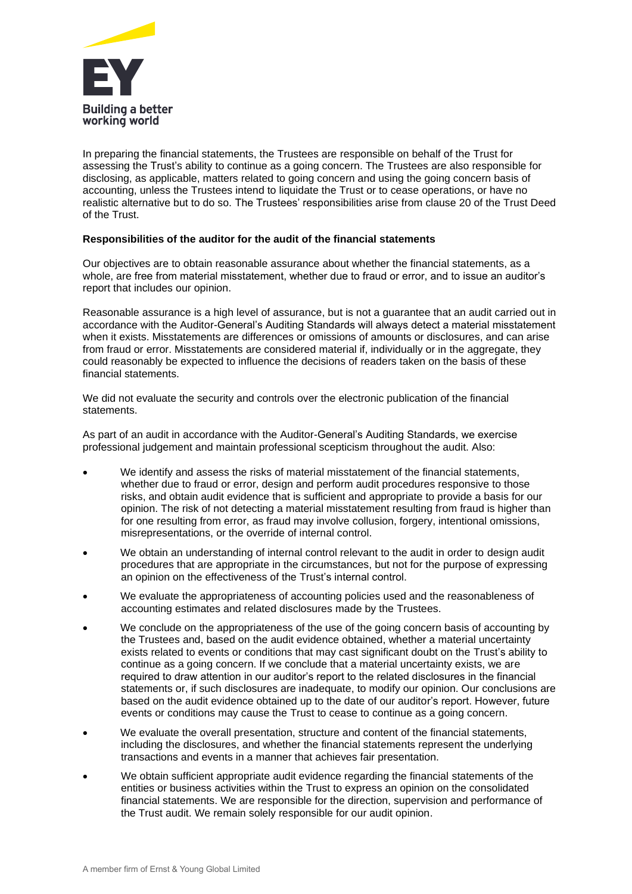In preparing the financial statements, the Trustees are responsible on behalf of the Trust for assessing the Trust's ability to continue as a going concern. The Trustees are also responsible for disclosing, as applicable, matters related to going concern and using the going concern basis of accounting, unless the Trustees intend to liquidate the Trust or to cease operations, or have no realistic alternative but to do so. The Trustees' responsibilities arise from clause 20 of the Trust Deed of the Trust.

**Responsibilities of the auditor for the audit of the financial statements**

Our objectives are to obtain reasonable assurance about whether the financial statements, as a whole, are free from material misstatement, whether due to fraud or error, and to issue an auditor's report that includes our opinion.

Reasonable assurance is a high level of assurance, but is not a guarantee that an audit carried out in accordance with the Auditor-General's Auditing Standards will always detect a material misstatement when it exists. Misstatements are differences or omissions of amounts or disclosures, and can arise from fraud or error. Misstatements are considered material if, individually or in the aggregate, they could reasonably be expected to influence the decisions of readers taken on the basis of these financial statements.

We did not evaluate the security and controls over the electronic publication of the financial statements.

As part of an audit in accordance with the Auditor-General's Auditing Standards, we exercise professional judgement and maintain professional scepticism throughout the audit. Also:

- We identify and assess the risks of material misstatement of the financial statements, whether due to fraud or error, design and perform audit procedures responsive to those risks, and obtain audit evidence that is sufficient and appropriate to provide a basis for our opinion. The risk of not detecting a material misstatement resulting from fraud is higher than for one resulting from error, as fraud may involve collusion, forgery, intentional omissions, misrepresentations, or the override of internal control.
- We obtain an understanding of internal control relevant to the audit in order to design audit procedures that are appropriate in the circumstances, but not for the purpose of expressing an opinion on the effectiveness of the Trust's internal control.
- We evaluate the appropriateness of accounting policies used and the reasonableness of accounting estimates and related disclosures made by the Trustees.
- We conclude on the appropriateness of the use of the going concern basis of accounting by the Trustees and, based on the audit evidence obtained, whether a material uncertainty exists related to events or conditions that may cast significant doubt on the Trust's ability to continue as a going concern. If we conclude that a material uncertainty exists, we are required to draw attention in our auditor's report to the related disclosures in the financial statements or, if such disclosures are inadequate, to modify our opinion. Our conclusions are based on the audit evidence obtained up to the date of our auditor's report. However, future events or conditions may cause the Trust to cease to continue as a going concern.
- We evaluate the overall presentation, structure and content of the financial statements, including the disclosures, and whether the financial statements represent the underlying transactions and events in a manner that achieves fair presentation.
- We obtain sufficient appropriate audit evidence regarding the financial statements of the entities or business activities within the Trust to express an opinion on the consolidated financial statements. We are responsible for the direction, supervision and performance of the Trust audit. We remain solely responsible for our audit opinion.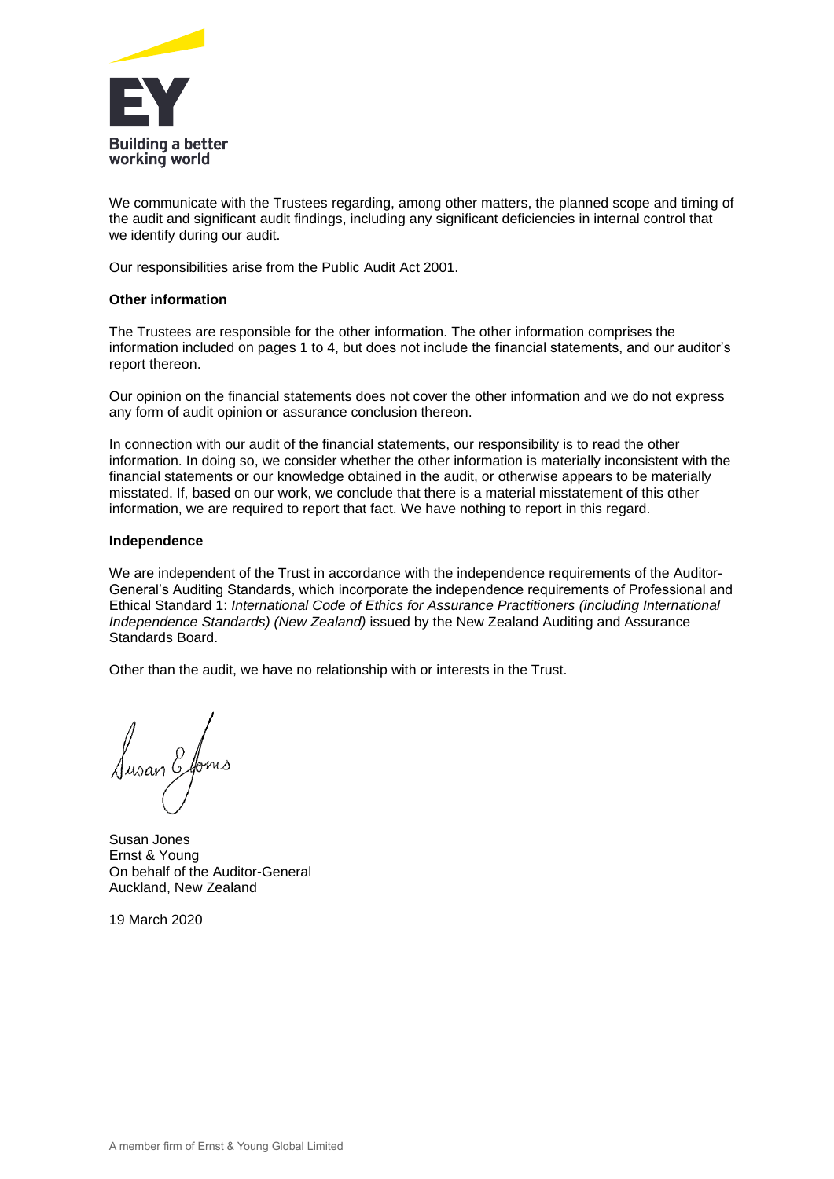We communicate with the Trustees regarding, among other matters, the planned scope and timing of the audit and significant audit findings, including any significant deficiencies in internal control that we identify during our audit.

Our responsibilities arise from the Public Audit Act 2001.

**Other information**

The Trustees are responsible for the other information. The other information comprises the information included on pages 1 to 4, but does not include the financial statements, and our auditor's report thereon.

Our opinion on the financial statements does not cover the other information and we do not express any form of audit opinion or assurance conclusion thereon.

In connection with our audit of the financial statements, our responsibility is to read the other information. In doing so, we consider whether the other information is materially inconsistent with the financial statements or our knowledge obtained in the audit, or otherwise appears to be materially misstated. If, based on our work, we conclude that there is a material misstatement of this other information, we are required to report that fact. We have nothing to report in this regard.

**Independence**

We are independent of the Trust in accordance with the independence requirements of the Auditor-General's Auditing Standards, which incorporate the independence requirements of Professional and Ethical Standard 1: *International Code of Ethics for Assurance Practitioners (including International Independence Standards) (New Zealand)* issued by the New Zealand Auditing and Assurance Standards Board.

Other than the audit, we have no relationship with or interests in the Trust.

Susan Jones
Ernst & Young
On behalf of the Auditor-General
Auckland, New Zealand

19 March 2020

A member firm of Ernst & Young Global Limited